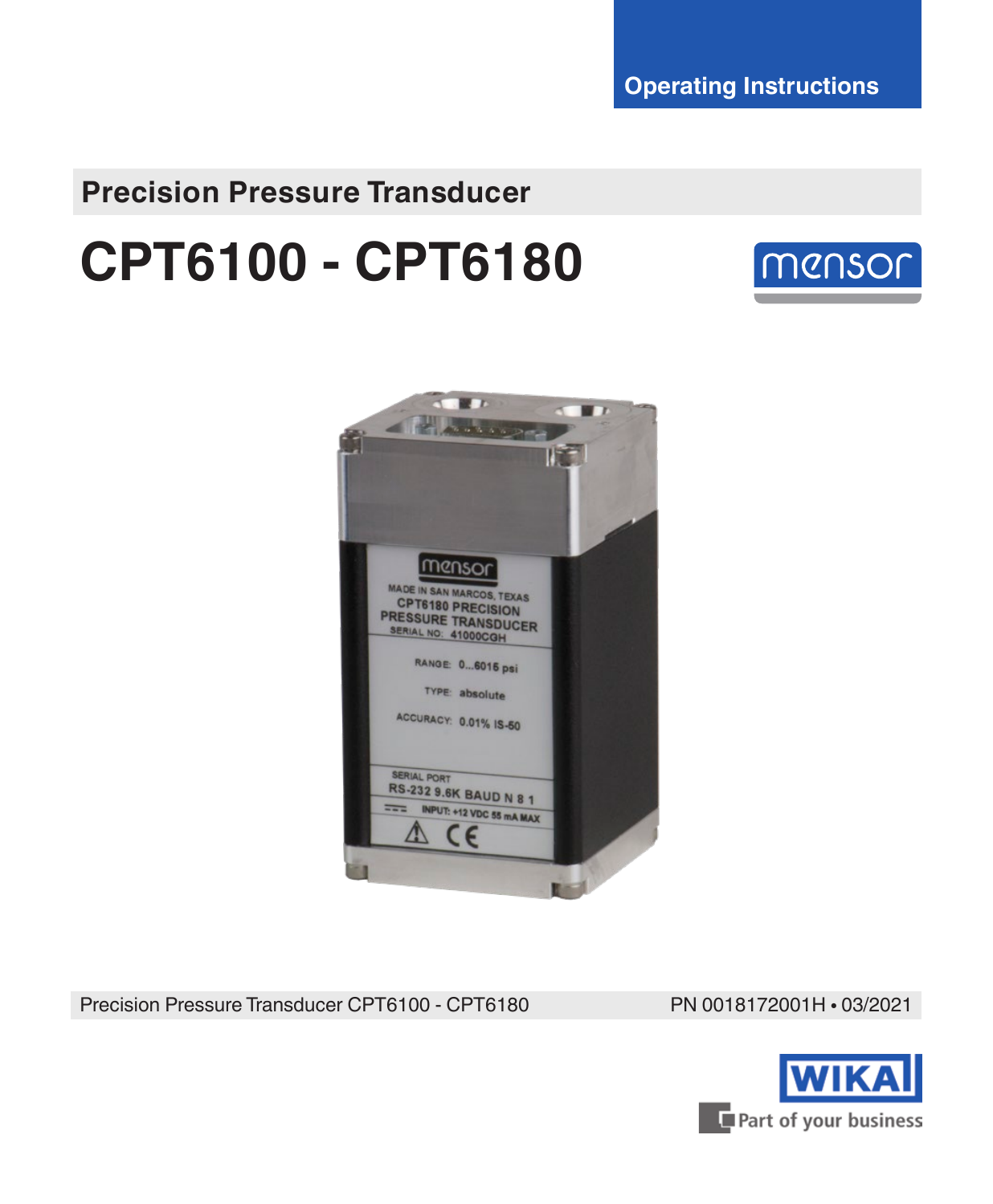Operating Instructions

## Precision Pressure Transducer

# CPT6100 - CPT6180

mensor

Precision Pressure Transducer CPT6100 - CPT6180

PN 0018172001H • 03/2021

WIKA

Part of your business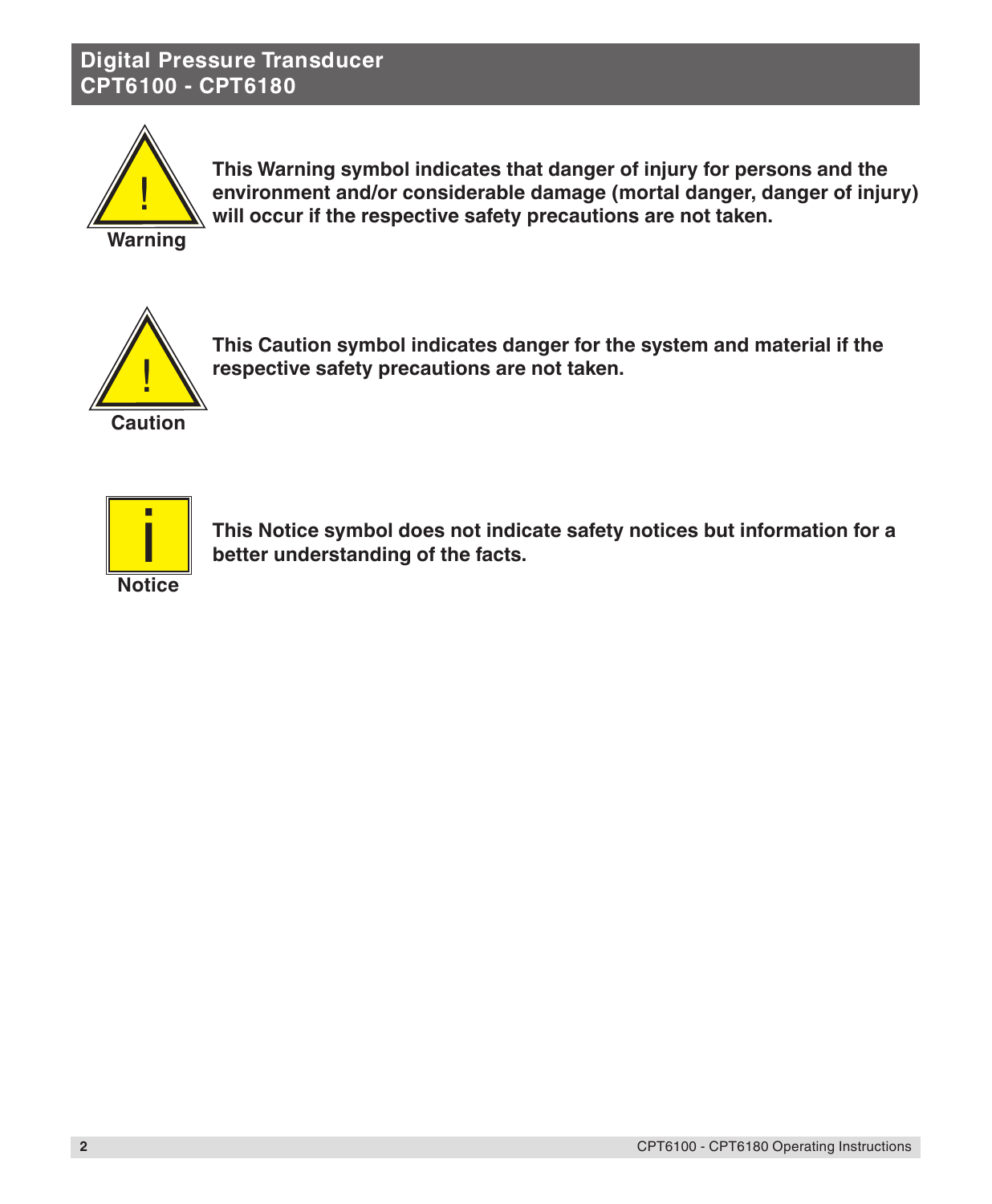**Warning**

**This Warning symbol indicates that danger of injury for persons and the environment and/or considerable damage (mortal danger, danger of injury) will occur if the respective safety precautions are not taken.**

**Caution**

**This Caution symbol indicates danger for the system and material if the respective safety precautions are not taken.**

**Notice**

**This Notice symbol does not indicate safety notices but information for a better understanding of the facts.**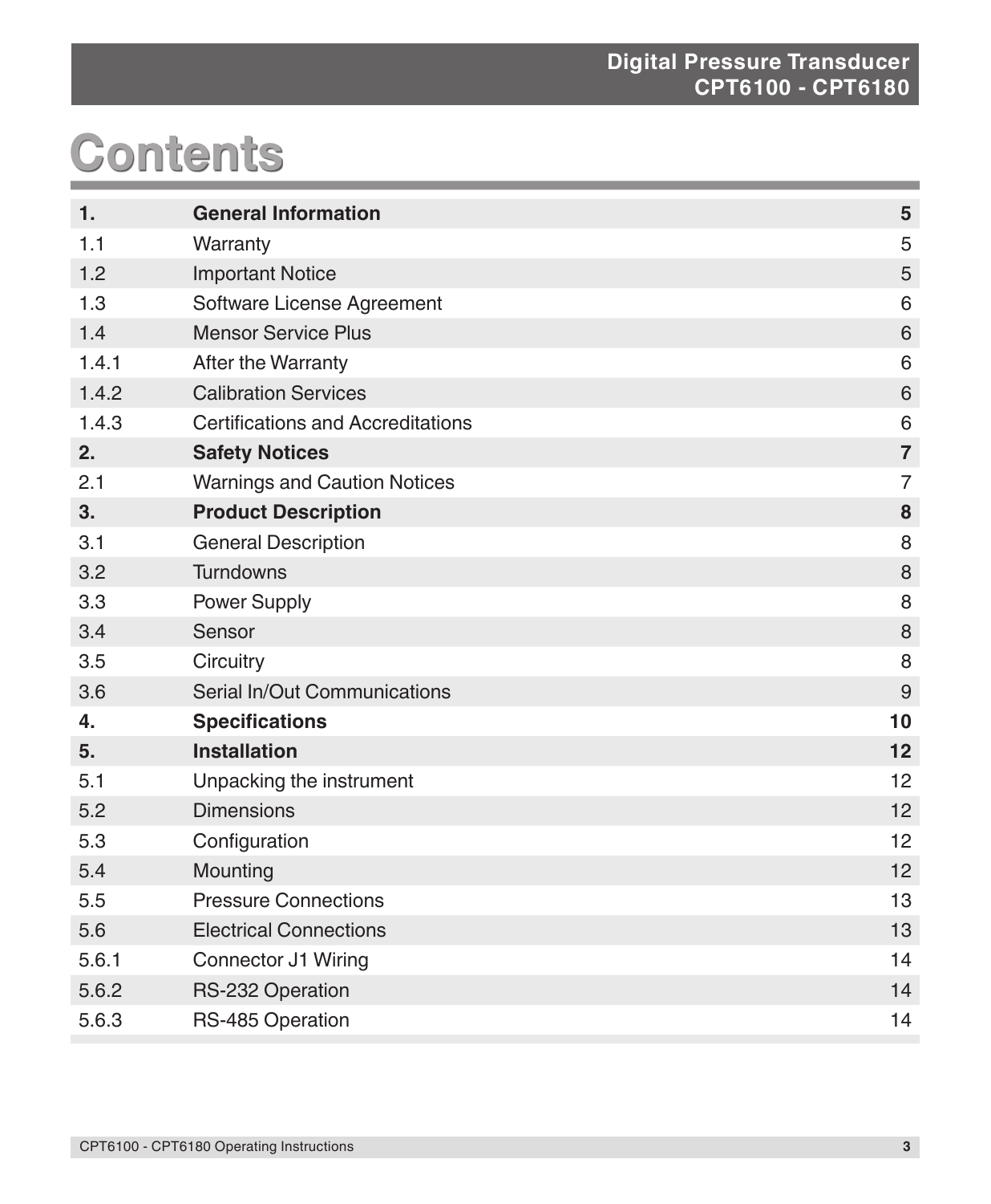# Contents

| | | |
|---|---|---|
| **1.** | **General Information** | **5** |
| 1.1 | Warranty | 5 |
| 1.2 | Important Notice | 5 |
| 1.3 | Software License Agreement | 6 |
| 1.4 | Mensor Service Plus | 6 |
| 1.4.1 | After the Warranty | 6 |
| 1.4.2 | Calibration Services | 6 |
| 1.4.3 | Certifications and Accreditations | 6 |
| **2.** | **Safety Notices** | **7** |
| 2.1 | Warnings and Caution Notices | 7 |
| **3.** | **Product Description** | **8** |
| 3.1 | General Description | 8 |
| 3.2 | Turndowns | 8 |
| 3.3 | Power Supply | 8 |
| 3.4 | Sensor | 8 |
| 3.5 | Circuitry | 8 |
| 3.6 | Serial In/Out Communications | 9 |
| **4.** | **Specifications** | **10** |
| **5.** | **Installation** | **12** |
| 5.1 | Unpacking the instrument | 12 |
| 5.2 | Dimensions | 12 |
| 5.3 | Configuration | 12 |
| 5.4 | Mounting | 12 |
| 5.5 | Pressure Connections | 13 |
| 5.6 | Electrical Connections | 13 |
| 5.6.1 | Connector J1 Wiring | 14 |
| 5.6.2 | RS-232 Operation | 14 |
| 5.6.3 | RS-485 Operation | 14 |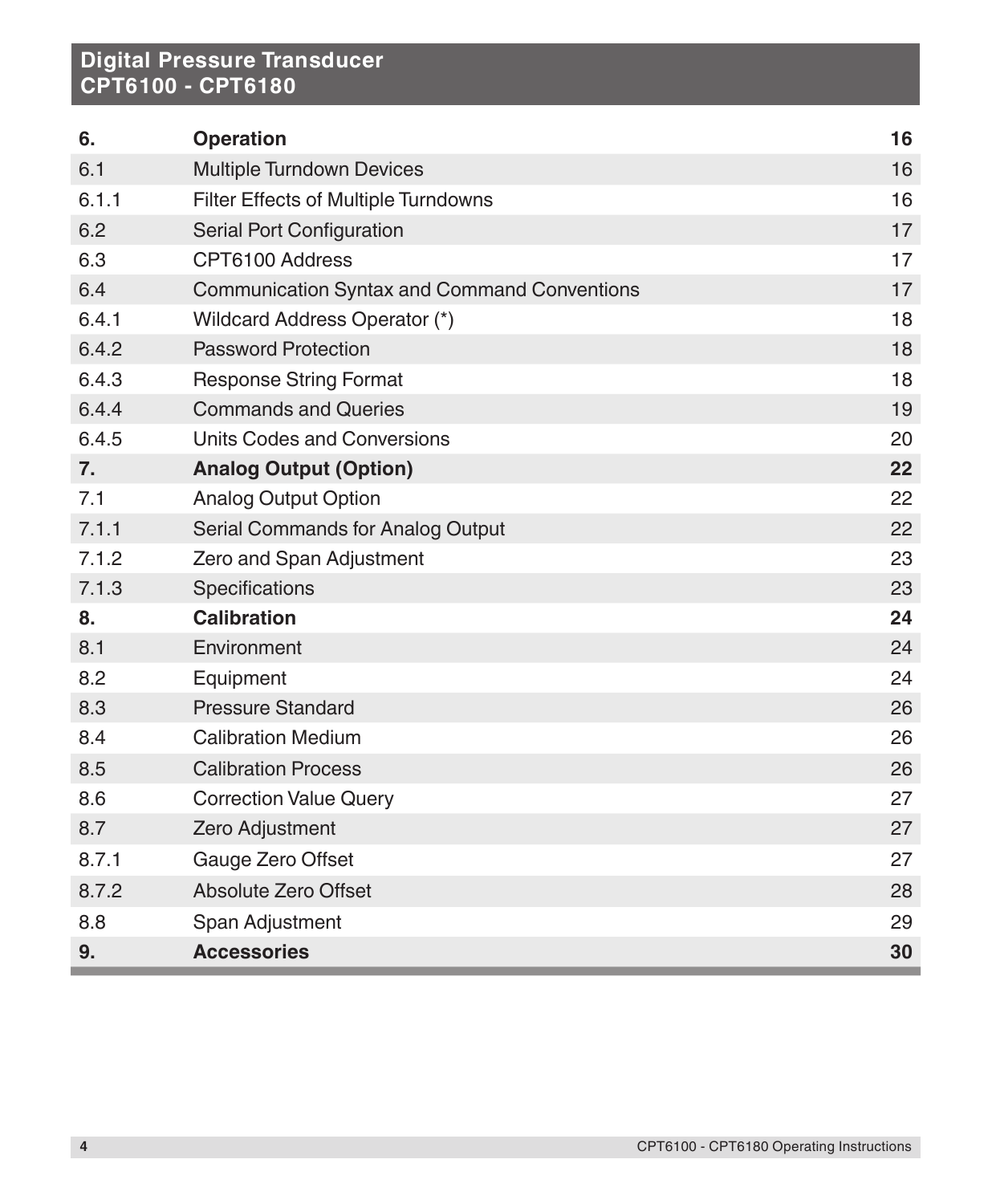| | | |
|---|---|---|
| **6.** | **Operation** | **16** |
| 6.1 | Multiple Turndown Devices | 16 |
| 6.1.1 | Filter Effects of Multiple Turndowns | 16 |
| 6.2 | Serial Port Configuration | 17 |
| 6.3 | CPT6100 Address | 17 |
| 6.4 | Communication Syntax and Command Conventions | 17 |
| 6.4.1 | Wildcard Address Operator (*) | 18 |
| 6.4.2 | Password Protection | 18 |
| 6.4.3 | Response String Format | 18 |
| 6.4.4 | Commands and Queries | 19 |
| 6.4.5 | Units Codes and Conversions | 20 |
| **7.** | **Analog Output (Option)** | **22** |
| 7.1 | Analog Output Option | 22 |
| 7.1.1 | Serial Commands for Analog Output | 22 |
| 7.1.2 | Zero and Span Adjustment | 23 |
| 7.1.3 | Specifications | 23 |
| **8.** | **Calibration** | **24** |
| 8.1 | Environment | 24 |
| 8.2 | Equipment | 24 |
| 8.3 | Pressure Standard | 26 |
| 8.4 | Calibration Medium | 26 |
| 8.5 | Calibration Process | 26 |
| 8.6 | Correction Value Query | 27 |
| 8.7 | Zero Adjustment | 27 |
| 8.7.1 | Gauge Zero Offset | 27 |
| 8.7.2 | Absolute Zero Offset | 28 |
| 8.8 | Span Adjustment | 29 |
| **9.** | **Accessories** | **30** |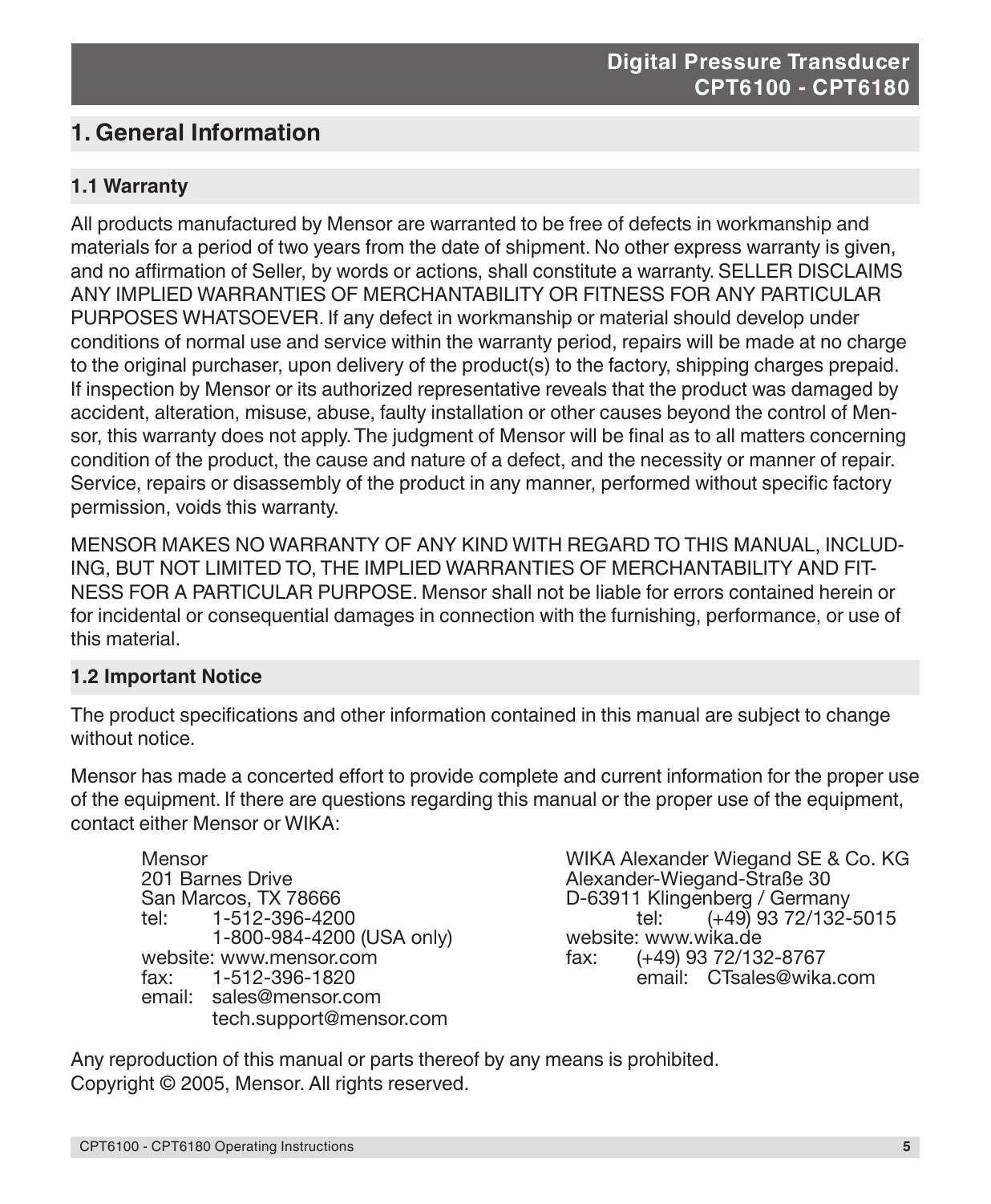# 1. General Information

## 1.1 Warranty

All products manufactured by Mensor are warranted to be free of defects in workmanship and materials for a period of two years from the date of shipment. No other express warranty is given, and no affirmation of Seller, by words or actions, shall constitute a warranty. SELLER DISCLAIMS ANY IMPLIED WARRANTIES OF MERCHANTABILITY OR FITNESS FOR ANY PARTICULAR PURPOSES WHATSOEVER. If any defect in workmanship or material should develop under conditions of normal use and service within the warranty period, repairs will be made at no charge to the original purchaser, upon delivery of the product(s) to the factory, shipping charges prepaid. If inspection by Mensor or its authorized representative reveals that the product was damaged by accident, alteration, misuse, abuse, faulty installation or other causes beyond the control of Mensor, this warranty does not apply. The judgment of Mensor will be final as to all matters concerning condition of the product, the cause and nature of a defect, and the necessity or manner of repair. Service, repairs or disassembly of the product in any manner, performed without specific factory permission, voids this warranty.

MENSOR MAKES NO WARRANTY OF ANY KIND WITH REGARD TO THIS MANUAL, INCLUDING, BUT NOT LIMITED TO, THE IMPLIED WARRANTIES OF MERCHANTABILITY AND FITNESS FOR A PARTICULAR PURPOSE. Mensor shall not be liable for errors contained herein or for incidental or consequential damages in connection with the furnishing, performance, or use of this material.

## 1.2 Important Notice

The product specifications and other information contained in this manual are subject to change without notice.

Mensor has made a concerted effort to provide complete and current information for the proper use of the equipment. If there are questions regarding this manual or the proper use of the equipment, contact either Mensor or WIKA:

Mensor
201 Barnes Drive
San Marcos, TX 78666
tel: 1-512-396-4200
1-800-984-4200 (USA only)
website: www.mensor.com
fax: 1-512-396-1820
email: sales@mensor.com
tech.support@mensor.com

WIKA Alexander Wiegand SE & Co. KG
Alexander-Wiegand-Straße 30
D-63911 Klingenberg / Germany
tel: (+49) 93 72/132-5015
website: www.wika.de
fax: (+49) 93 72/132-8767
email: CTsales@wika.com

Any reproduction of this manual or parts thereof by any means is prohibited.
Copyright © 2005, Mensor. All rights reserved.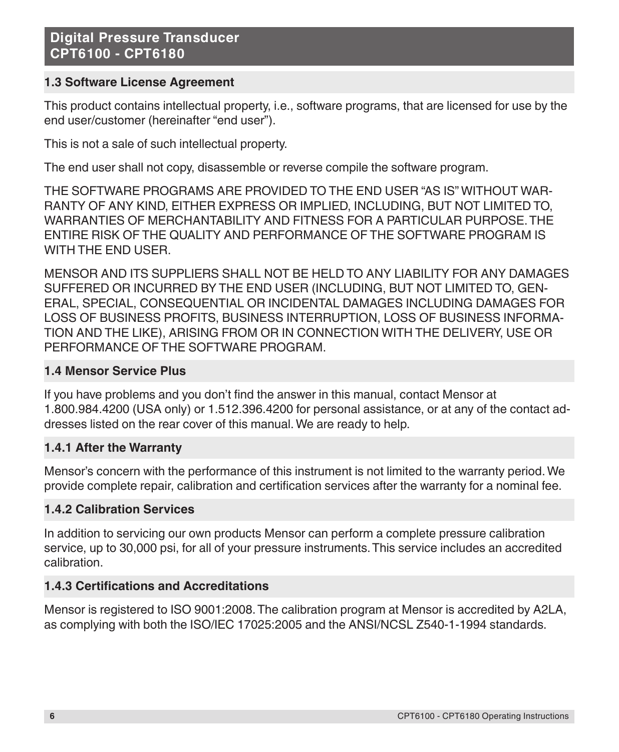## 1.3 Software License Agreement

This product contains intellectual property, i.e., software programs, that are licensed for use by the end user/customer (hereinafter "end user").

This is not a sale of such intellectual property.

The end user shall not copy, disassemble or reverse compile the software program.

THE SOFTWARE PROGRAMS ARE PROVIDED TO THE END USER "AS IS" WITHOUT WARRANTY OF ANY KIND, EITHER EXPRESS OR IMPLIED, INCLUDING, BUT NOT LIMITED TO, WARRANTIES OF MERCHANTABILITY AND FITNESS FOR A PARTICULAR PURPOSE. THE ENTIRE RISK OF THE QUALITY AND PERFORMANCE OF THE SOFTWARE PROGRAM IS WITH THE END USER.

MENSOR AND ITS SUPPLIERS SHALL NOT BE HELD TO ANY LIABILITY FOR ANY DAMAGES SUFFERED OR INCURRED BY THE END USER (INCLUDING, BUT NOT LIMITED TO, GENERAL, SPECIAL, CONSEQUENTIAL OR INCIDENTAL DAMAGES INCLUDING DAMAGES FOR LOSS OF BUSINESS PROFITS, BUSINESS INTERRUPTION, LOSS OF BUSINESS INFORMATION AND THE LIKE), ARISING FROM OR IN CONNECTION WITH THE DELIVERY, USE OR PERFORMANCE OF THE SOFTWARE PROGRAM.

## 1.4 Mensor Service Plus

If you have problems and you don't find the answer in this manual, contact Mensor at 1.800.984.4200 (USA only) or 1.512.396.4200 for personal assistance, or at any of the contact addresses listed on the rear cover of this manual. We are ready to help.

### 1.4.1 After the Warranty

Mensor's concern with the performance of this instrument is not limited to the warranty period. We provide complete repair, calibration and certification services after the warranty for a nominal fee.

### 1.4.2 Calibration Services

In addition to servicing our own products Mensor can perform a complete pressure calibration service, up to 30,000 psi, for all of your pressure instruments. This service includes an accredited calibration.

### 1.4.3 Certifications and Accreditations

Mensor is registered to ISO 9001:2008. The calibration program at Mensor is accredited by A2LA, as complying with both the ISO/IEC 17025:2005 and the ANSI/NCSL Z540-1-1994 standards.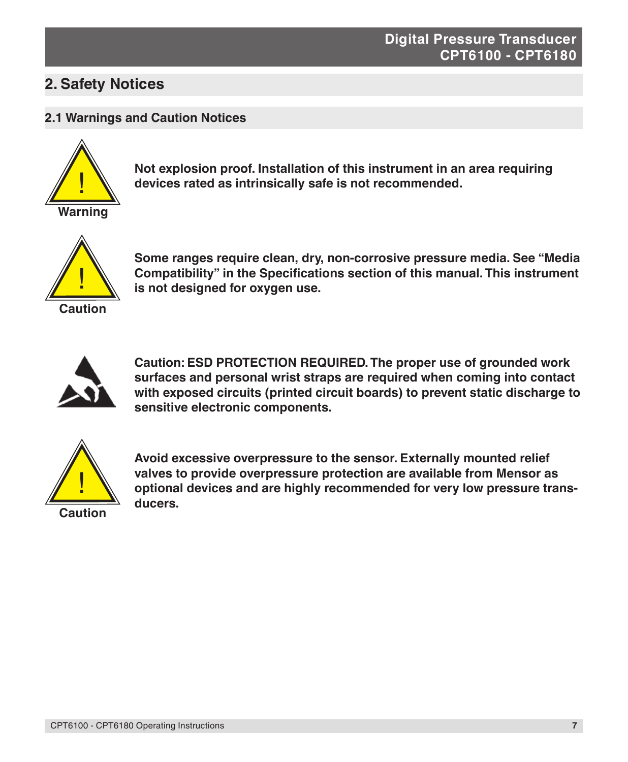# 2. Safety Notices

## 2.1 Warnings and Caution Notices

**Warning**

**Not explosion proof. Installation of this instrument in an area requiring devices rated as intrinsically safe is not recommended.**

**Caution**

**Some ranges require clean, dry, non-corrosive pressure media. See "Media Compatibility" in the Specifications section of this manual. This instrument is not designed for oxygen use.**

**Caution: ESD PROTECTION REQUIRED. The proper use of grounded work surfaces and personal wrist straps are required when coming into contact with exposed circuits (printed circuit boards) to prevent static discharge to sensitive electronic components.**

**Caution**

**Avoid excessive overpressure to the sensor. Externally mounted relief valves to provide overpressure protection are available from Mensor as optional devices and are highly recommended for very low pressure transducers.**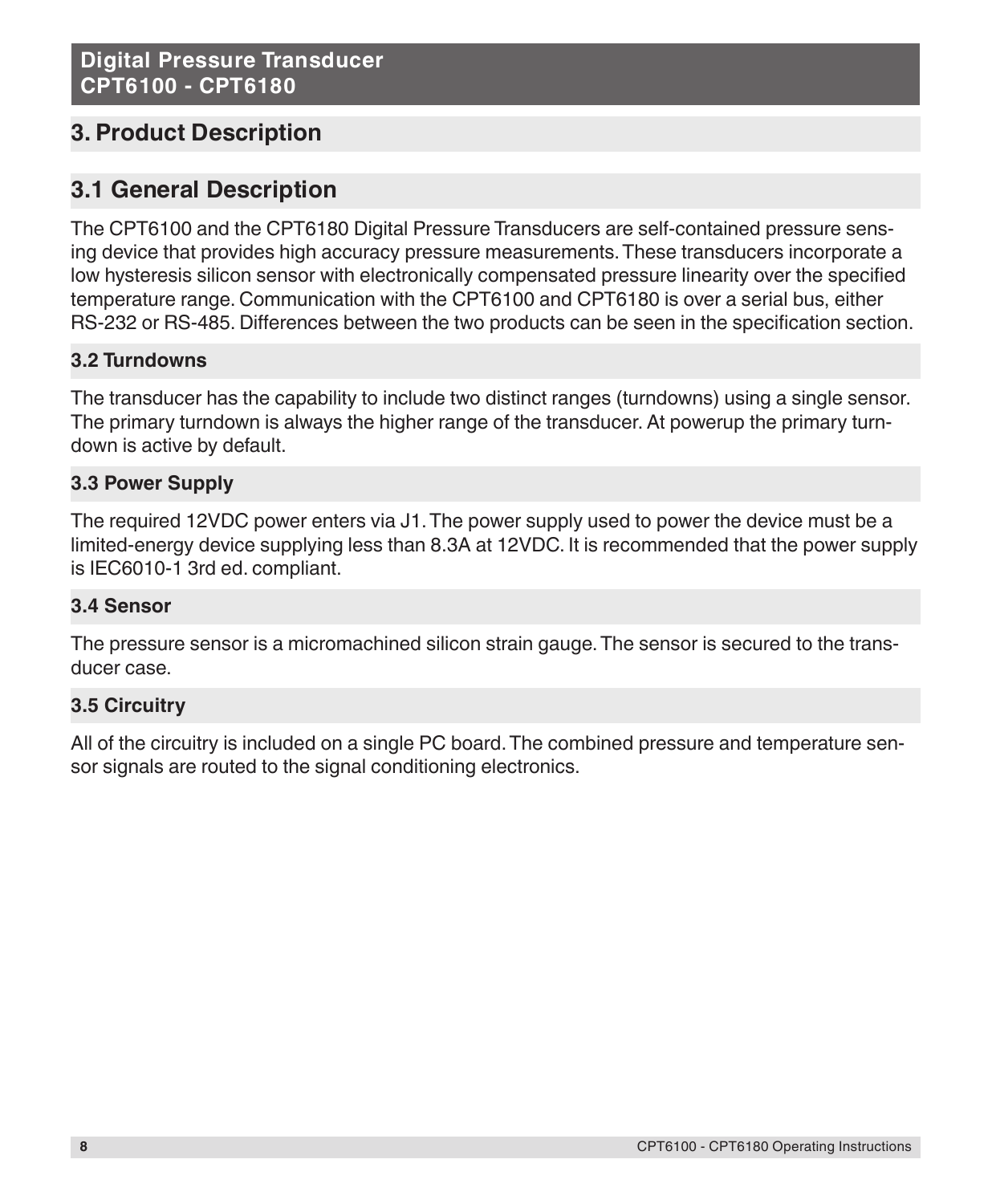# 3. Product Description

## 3.1 General Description

The CPT6100 and the CPT6180 Digital Pressure Transducers are self-contained pressure sensing device that provides high accuracy pressure measurements. These transducers incorporate a low hysteresis silicon sensor with electronically compensated pressure linearity over the specified temperature range. Communication with the CPT6100 and CPT6180 is over a serial bus, either RS-232 or RS-485. Differences between the two products can be seen in the specification section.

### 3.2 Turndowns

The transducer has the capability to include two distinct ranges (turndowns) using a single sensor. The primary turndown is always the higher range of the transducer. At powerup the primary turndown is active by default.

### 3.3 Power Supply

The required 12VDC power enters via J1. The power supply used to power the device must be a limited-energy device supplying less than 8.3A at 12VDC. It is recommended that the power supply is IEC6010-1 3rd ed. compliant.

### 3.4 Sensor

The pressure sensor is a micromachined silicon strain gauge. The sensor is secured to the transducer case.

### 3.5 Circuitry

All of the circuitry is included on a single PC board. The combined pressure and temperature sensor signals are routed to the signal conditioning electronics.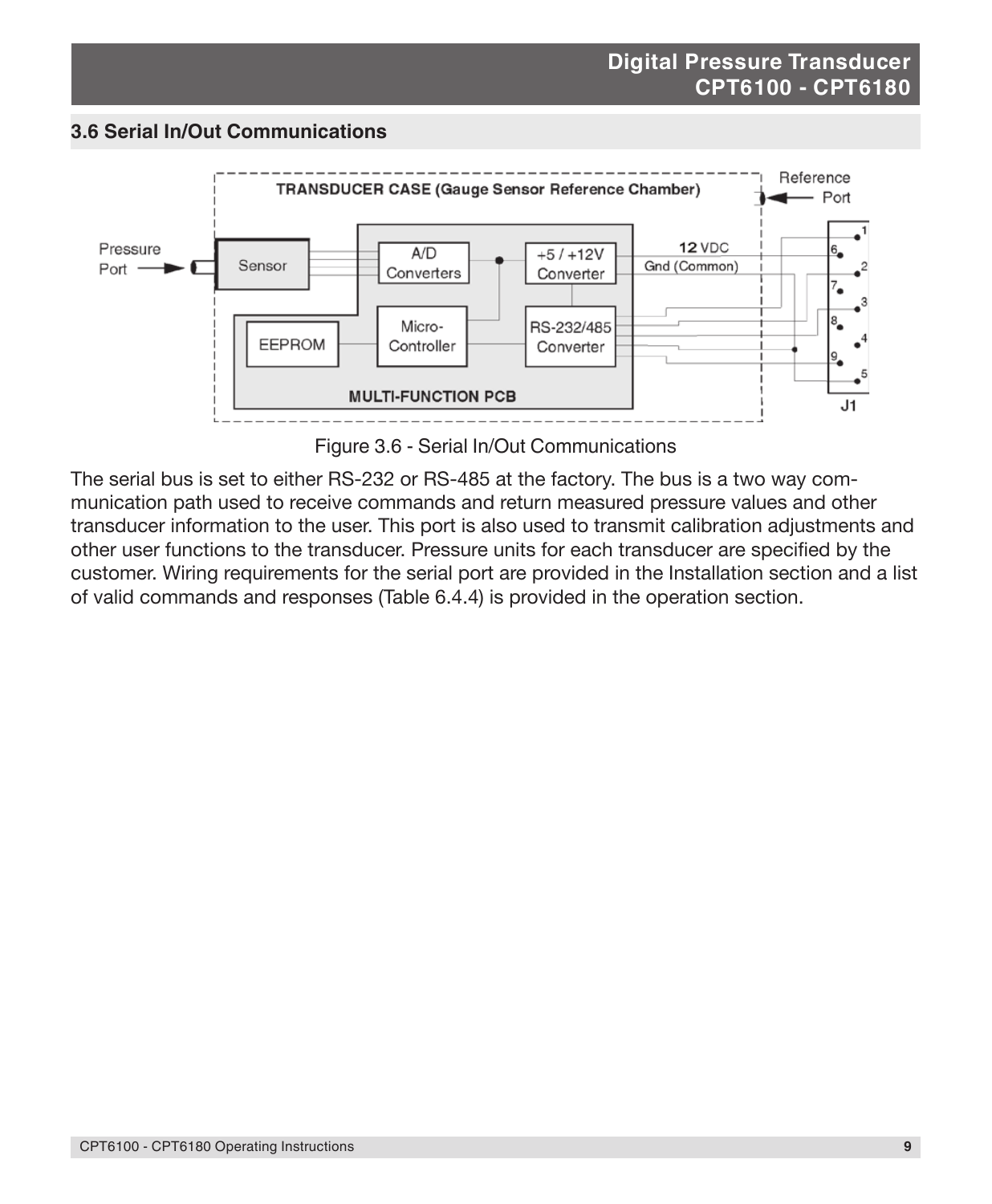## 3.6 Serial In/Out Communications

Figure 3.6 - Serial In/Out Communications

The serial bus is set to either RS-232 or RS-485 at the factory. The bus is a two way communication path used to receive commands and return measured pressure values and other transducer information to the user. This port is also used to transmit calibration adjustments and other user functions to the transducer. Pressure units for each transducer are specified by the customer. Wiring requirements for the serial port are provided in the Installation section and a list of valid commands and responses (Table 6.4.4) is provided in the operation section.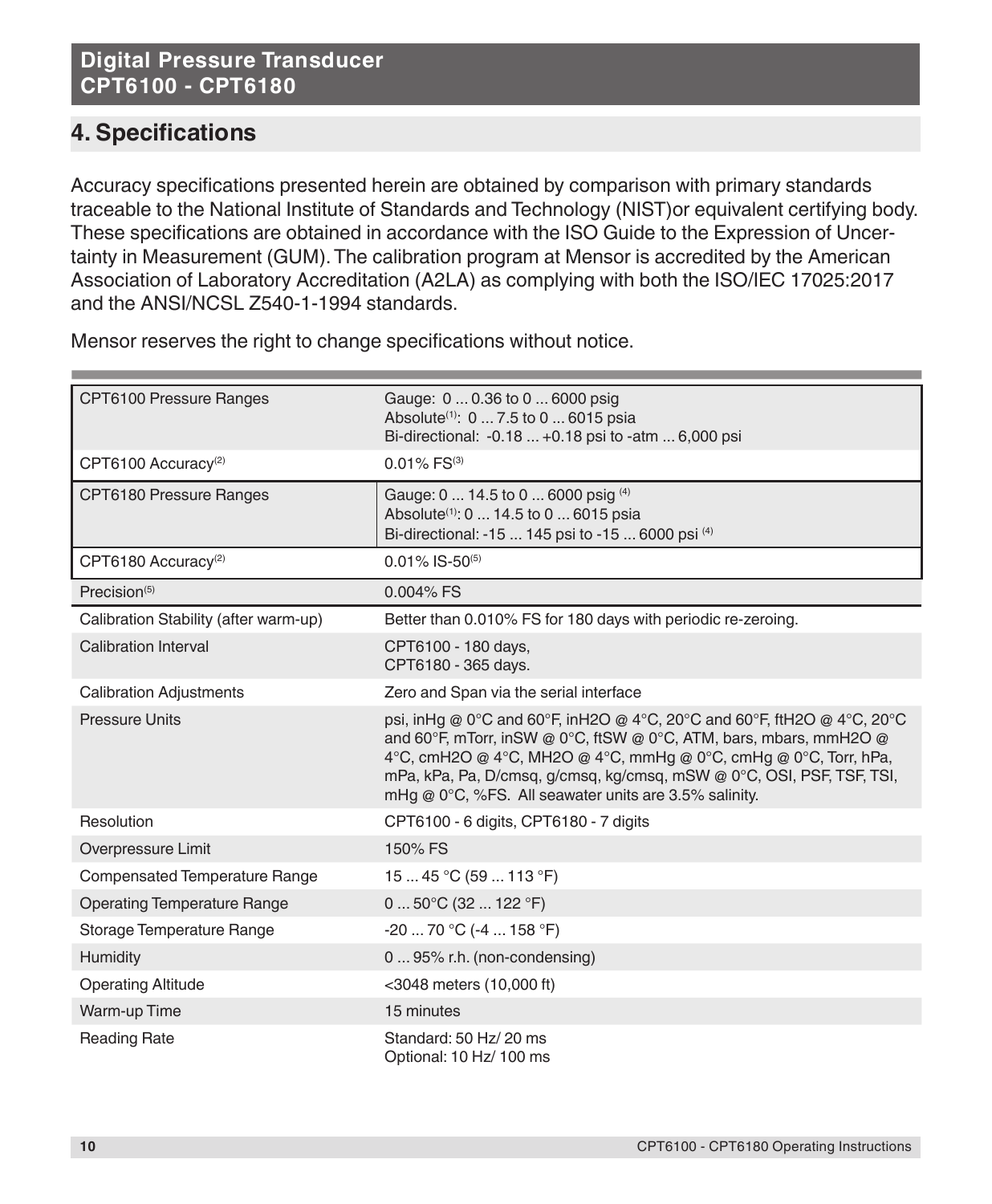## 4. Specifications

Accuracy specifications presented herein are obtained by comparison with primary standards traceable to the National Institute of Standards and Technology (NIST)or equivalent certifying body. These specifications are obtained in accordance with the ISO Guide to the Expression of Uncertainty in Measurement (GUM). The calibration program at Mensor is accredited by the American Association of Laboratory Accreditation (A2LA) as complying with both the ISO/IEC 17025:2017 and the ANSI/NCSL Z540-1-1994 standards.

Mensor reserves the right to change specifications without notice.

| | |
|---|---|
| CPT6100 Pressure Ranges | Gauge: 0 ... 0.36 to 0 ... 6000 psig<br>Absolute[1]: 0 ... 7.5 to 0 ... 6015 psia<br>Bi-directional: -0.18 ... +0.18 psi to -atm ... 6,000 psi |
| CPT6100 Accuracy[2] | 0.01% FS[3] |
| CPT6180 Pressure Ranges | Gauge: 0 ... 14.5 to 0 ... 6000 psig [4]<br>Absolute[1]: 0 ... 14.5 to 0 ... 6015 psia<br>Bi-directional: -15 ... 145 psi to -15 ... 6000 psi [4] |
| CPT6180 Accuracy[2] | 0.01% IS-50[5] |
| Precision[5] | 0.004% FS |
| Calibration Stability (after warm-up) | Better than 0.010% FS for 180 days with periodic re-zeroing. |
| Calibration Interval | CPT6100 - 180 days,<br>CPT6180 - 365 days. |
| Calibration Adjustments | Zero and Span via the serial interface |
| Pressure Units | psi, inHg @ 0°C and 60°F, inH2O @ 4°C, 20°C and 60°F, ftH2O @ 4°C, 20°C and 60°F, mTorr, inSW @ 0°C, ftSW @ 0°C, ATM, bars, mbars, mmH2O @ 4°C, cmH2O @ 4°C, MH2O @ 4°C, mmHg @ 0°C, cmHg @ 0°C, Torr, hPa, mPa, kPa, Pa, D/cmsq, g/cmsq, kg/cmsq, mSW @ 0°C, OSI, PSF, TSF, TSI, mHg @ 0°C, %FS. All seawater units are 3.5% salinity. |
| Resolution | CPT6100 - 6 digits, CPT6180 - 7 digits |
| Overpressure Limit | 150% FS |
| Compensated Temperature Range | 15 ... 45 °C (59 ... 113 °F) |
| Operating Temperature Range | 0 ... 50°C (32 ... 122 °F) |
| Storage Temperature Range | -20 ... 70 °C (-4 ... 158 °F) |
| Humidity | 0 ... 95% r.h. (non-condensing) |
| Operating Altitude | <3048 meters (10,000 ft) |
| Warm-up Time | 15 minutes |
| Reading Rate | Standard: 50 Hz/ 20 ms<br>Optional: 10 Hz/ 100 ms |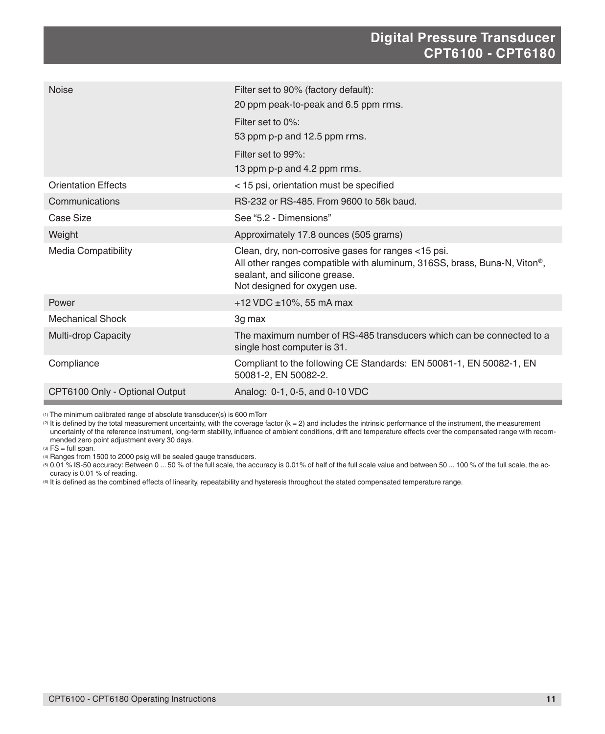| | |
|---|---|
| Noise | Filter set to 90% (factory default):<br>20 ppm peak-to-peak and 6.5 ppm rms.<br>Filter set to 0%:<br>53 ppm p-p and 12.5 ppm rms.<br>Filter set to 99%:<br>13 ppm p-p and 4.2 ppm rms. |
| Orientation Effects | < 15 psi, orientation must be specified |
| Communications | RS-232 or RS-485. From 9600 to 56k baud. |
| Case Size | See “5.2 - Dimensions” |
| Weight | Approximately 17.8 ounces (505 grams) |
| Media Compatibility | Clean, dry, non-corrosive gases for ranges <15 psi.<br>All other ranges compatible with aluminum, 316SS, brass, Buna-N, Viton®, sealant, and silicone grease.<br>Not designed for oxygen use. |
| Power | +12 VDC ±10%, 55 mA max |
| Mechanical Shock | 3g max |
| Multi-drop Capacity | The maximum number of RS-485 transducers which can be connected to a single host computer is 31. |
| Compliance | Compliant to the following CE Standards: EN 50081-1, EN 50082-1, EN 50081-2, EN 50082-2. |
| CPT6100 Only - Optional Output | Analog: 0-1, 0-5, and 0-10 VDC |

(1) The minimum calibrated range of absolute transducer(s) is 600 mTorr

(2) It is defined by the total measurement uncertainty, with the coverage factor (k = 2) and includes the intrinsic performance of the instrument, the measurement uncertainty of the reference instrument, long-term stability, influence of ambient conditions, drift and temperature effects over the compensated range with recommended zero point adjustment every 30 days.

(3) FS = full span.

(4) Ranges from 1500 to 2000 psig will be sealed gauge transducers.

(5) 0.01 % IS-50 accuracy: Between 0 ... 50 % of the full scale, the accuracy is 0.01% of half of the full scale value and between 50 ... 100 % of the full scale, the accuracy is 0.01 % of reading.

(6) It is defined as the combined effects of linearity, repeatability and hysteresis throughout the stated compensated temperature range.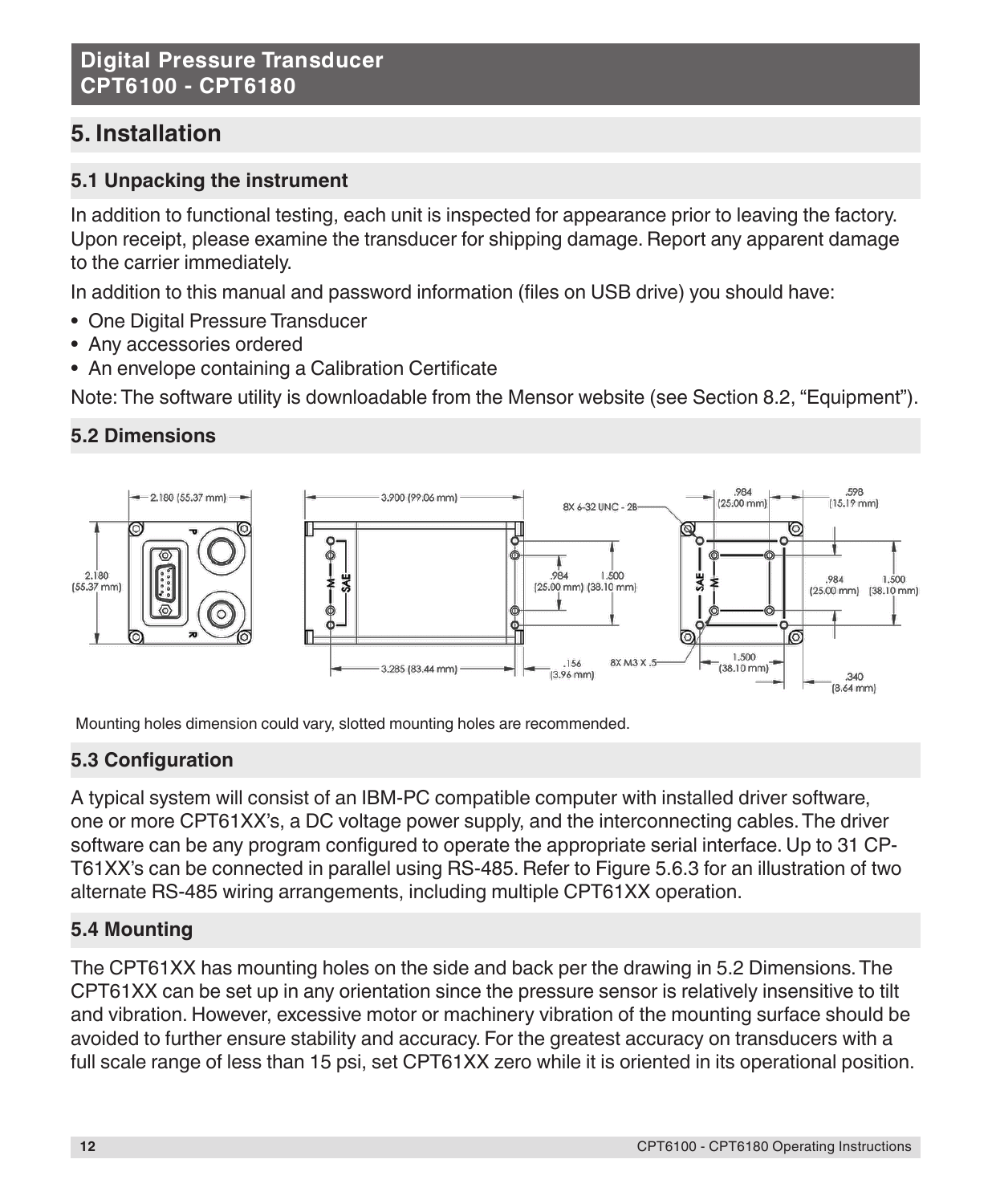## 5. Installation

### 5.1 Unpacking the instrument

In addition to functional testing, each unit is inspected for appearance prior to leaving the factory. Upon receipt, please examine the transducer for shipping damage. Report any apparent damage to the carrier immediately.

In addition to this manual and password information (files on USB drive) you should have:

- One Digital Pressure Transducer
- Any accessories ordered
- An envelope containing a Calibration Certificate

Note: The software utility is downloadable from the Mensor website (see Section 8.2, “Equipment”).

### 5.2 Dimensions

Mounting holes dimension could vary, slotted mounting holes are recommended.

### 5.3 Configuration

A typical system will consist of an IBM-PC compatible computer with installed driver software, one or more CPT61XX’s, a DC voltage power supply, and the interconnecting cables. The driver software can be any program configured to operate the appropriate serial interface. Up to 31 CPT61XX’s can be connected in parallel using RS-485. Refer to Figure 5.6.3 for an illustration of two alternate RS-485 wiring arrangements, including multiple CPT61XX operation.

### 5.4 Mounting

The CPT61XX has mounting holes on the side and back per the drawing in 5.2 Dimensions. The CPT61XX can be set up in any orientation since the pressure sensor is relatively insensitive to tilt and vibration. However, excessive motor or machinery vibration of the mounting surface should be avoided to further ensure stability and accuracy. For the greatest accuracy on transducers with a full scale range of less than 15 psi, set CPT61XX zero while it is oriented in its operational position.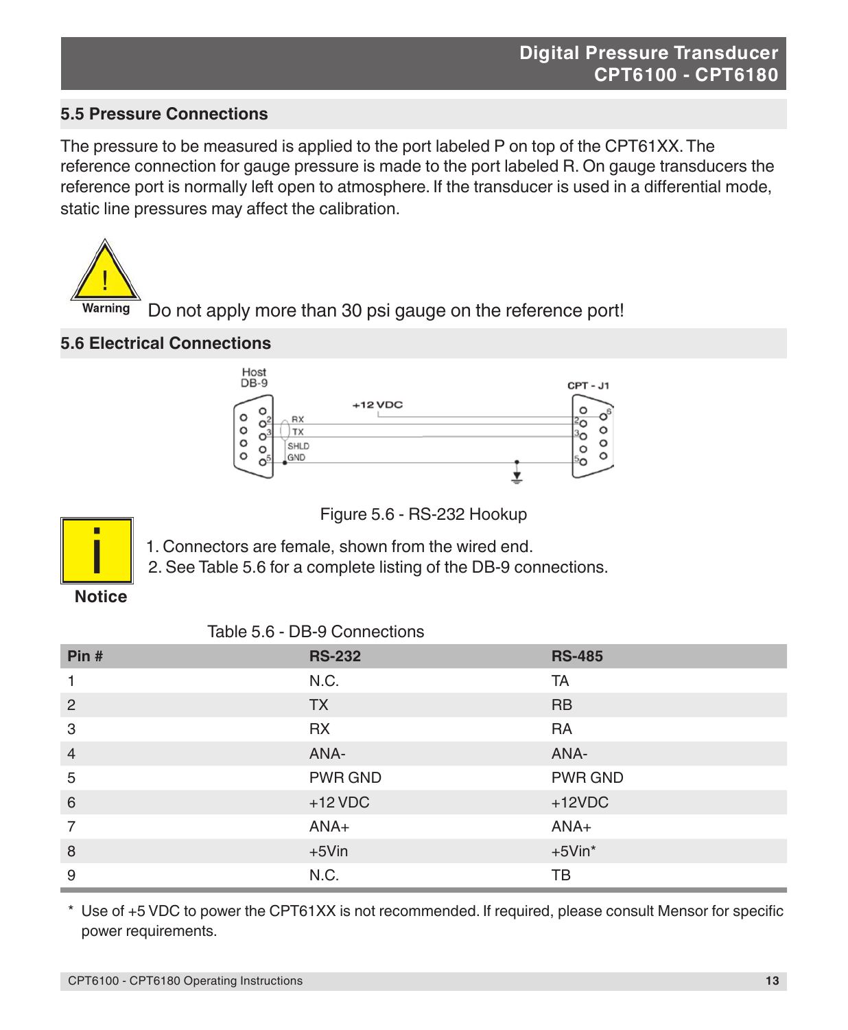## 5.5 Pressure Connections

The pressure to be measured is applied to the port labeled P on top of the CPT61XX. The reference connection for gauge pressure is made to the port labeled R. On gauge transducers the reference port is normally left open to atmosphere. If the transducer is used in a differential mode, static line pressures may affect the calibration.

**Warning** Do not apply more than 30 psi gauge on the reference port!

## 5.6 Electrical Connections

Figure 5.6 - RS-232 Hookup

**Notice**

1. Connectors are female, shown from the wired end.
2. See Table 5.6 for a complete listing of the DB-9 connections.

Table 5.6 - DB-9 Connections

| Pin # | RS-232 | RS-485 |
|---|---|---|
| 1 | N.C. | TA |
| 2 | TX | RB |
| 3 | RX | RA |
| 4 | ANA- | ANA- |
| 5 | PWR GND | PWR GND |
| 6 | +12 VDC | +12VDC |
| 7 | ANA+ | ANA+ |
| 8 | +5Vin | +5Vin* |
| 9 | N.C. | TB |

\* Use of +5 VDC to power the CPT61XX is not recommended. If required, please consult Mensor for specific power requirements.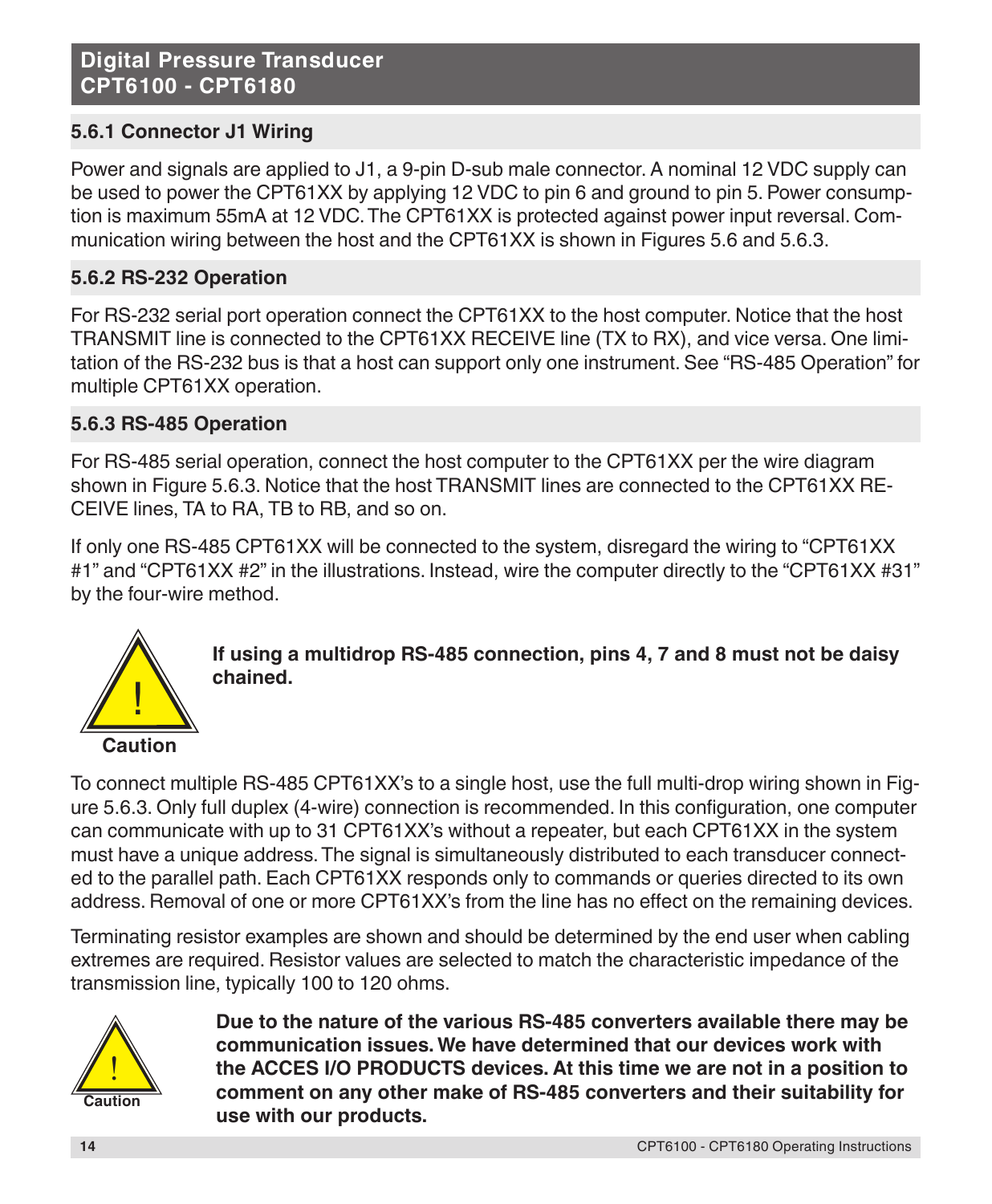### 5.6.1 Connector J1 Wiring

Power and signals are applied to J1, a 9-pin D-sub male connector. A nominal 12 VDC supply can be used to power the CPT61XX by applying 12 VDC to pin 6 and ground to pin 5. Power consumption is maximum 55mA at 12 VDC. The CPT61XX is protected against power input reversal. Communication wiring between the host and the CPT61XX is shown in Figures 5.6 and 5.6.3.

### 5.6.2 RS-232 Operation

For RS-232 serial port operation connect the CPT61XX to the host computer. Notice that the host TRANSMIT line is connected to the CPT61XX RECEIVE line (TX to RX), and vice versa. One limitation of the RS-232 bus is that a host can support only one instrument. See "RS-485 Operation" for multiple CPT61XX operation.

### 5.6.3 RS-485 Operation

For RS-485 serial operation, connect the host computer to the CPT61XX per the wire diagram shown in Figure 5.6.3. Notice that the host TRANSMIT lines are connected to the CPT61XX RECEIVE lines, TA to RA, TB to RB, and so on.

If only one RS-485 CPT61XX will be connected to the system, disregard the wiring to "CPT61XX #1" and "CPT61XX #2" in the illustrations. Instead, wire the computer directly to the "CPT61XX #31" by the four-wire method.

**Caution**

**If using a multidrop RS-485 connection, pins 4, 7 and 8 must not be daisy chained.**

To connect multiple RS-485 CPT61XX's to a single host, use the full multi-drop wiring shown in Figure 5.6.3. Only full duplex (4-wire) connection is recommended. In this configuration, one computer can communicate with up to 31 CPT61XX's without a repeater, but each CPT61XX in the system must have a unique address. The signal is simultaneously distributed to each transducer connected to the parallel path. Each CPT61XX responds only to commands or queries directed to its own address. Removal of one or more CPT61XX's from the line has no effect on the remaining devices.

Terminating resistor examples are shown and should be determined by the end user when cabling extremes are required. Resistor values are selected to match the characteristic impedance of the transmission line, typically 100 to 120 ohms.

**Caution**

**Due to the nature of the various RS-485 converters available there may be communication issues. We have determined that our devices work with the ACCES I/O PRODUCTS devices. At this time we are not in a position to comment on any other make of RS-485 converters and their suitability for use with our products.**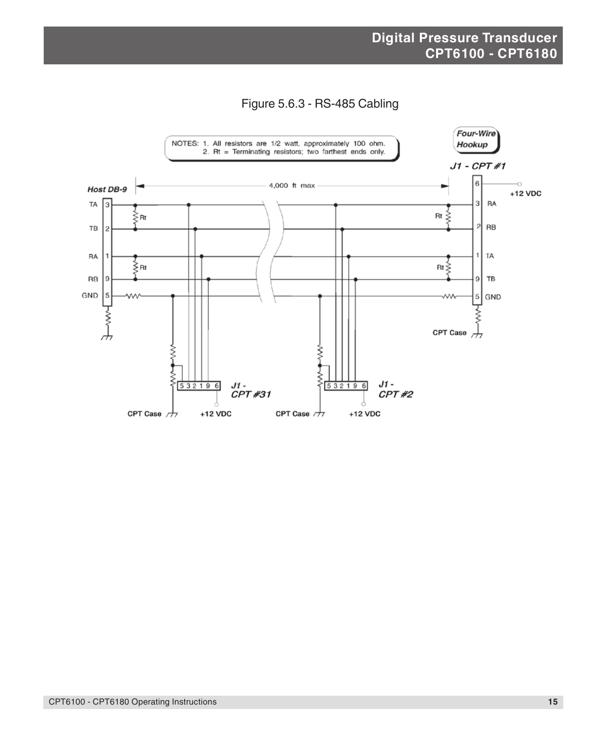Figure 5.6.3 - RS-485 Cabling

NOTES: 1. All resistors are 1/2 watt, approximately 100 ohm.
2. Rt = Terminating resistors; two farthest ends only.

*Four-Wire Hookup*

*J1 - CPT #1*

Host DB-9

4,000 ft max

| Host DB-9 | Pin | | Pin | J1 - CPT #1 |
|---|---|---|---|---|
| TA | 3 | | 3 | RA |
| TB | 2 | | 2 | RB |
| RA | 1 | | 1 | TA |
| RB | 9 | | 9 | TB |
| GND | 5 | | 5 | GND |
| | | | 6 | +12 VDC |

CPT Case

*J1 - CPT #31*: 5 3 2 1 9 6 — CPT Case, +12 VDC

*J1 - CPT #2*: 5 3 2 1 9 6 — CPT Case, +12 VDC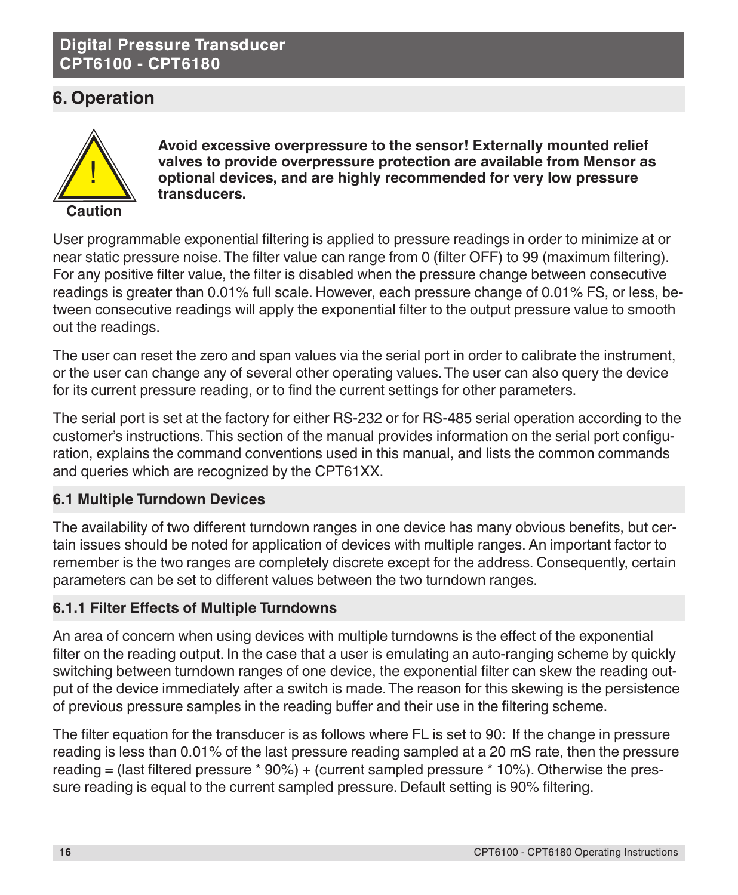## 6. Operation

**Caution**

**Avoid excessive overpressure to the sensor! Externally mounted relief valves to provide overpressure protection are available from Mensor as optional devices, and are highly recommended for very low pressure transducers.**

User programmable exponential filtering is applied to pressure readings in order to minimize at or near static pressure noise. The filter value can range from 0 (filter OFF) to 99 (maximum filtering). For any positive filter value, the filter is disabled when the pressure change between consecutive readings is greater than 0.01% full scale. However, each pressure change of 0.01% FS, or less, between consecutive readings will apply the exponential filter to the output pressure value to smooth out the readings.

The user can reset the zero and span values via the serial port in order to calibrate the instrument, or the user can change any of several other operating values. The user can also query the device for its current pressure reading, or to find the current settings for other parameters.

The serial port is set at the factory for either RS-232 or for RS-485 serial operation according to the customer's instructions. This section of the manual provides information on the serial port configuration, explains the command conventions used in this manual, and lists the common commands and queries which are recognized by the CPT61XX.

### 6.1 Multiple Turndown Devices

The availability of two different turndown ranges in one device has many obvious benefits, but certain issues should be noted for application of devices with multiple ranges. An important factor to remember is the two ranges are completely discrete except for the address. Consequently, certain parameters can be set to different values between the two turndown ranges.

#### 6.1.1 Filter Effects of Multiple Turndowns

An area of concern when using devices with multiple turndowns is the effect of the exponential filter on the reading output. In the case that a user is emulating an auto-ranging scheme by quickly switching between turndown ranges of one device, the exponential filter can skew the reading output of the device immediately after a switch is made. The reason for this skewing is the persistence of previous pressure samples in the reading buffer and their use in the filtering scheme.

The filter equation for the transducer is as follows where FL is set to 90: If the change in pressure reading is less than 0.01% of the last pressure reading sampled at a 20 mS rate, then the pressure reading = (last filtered pressure * 90%) + (current sampled pressure * 10%). Otherwise the pressure reading is equal to the current sampled pressure. Default setting is 90% filtering.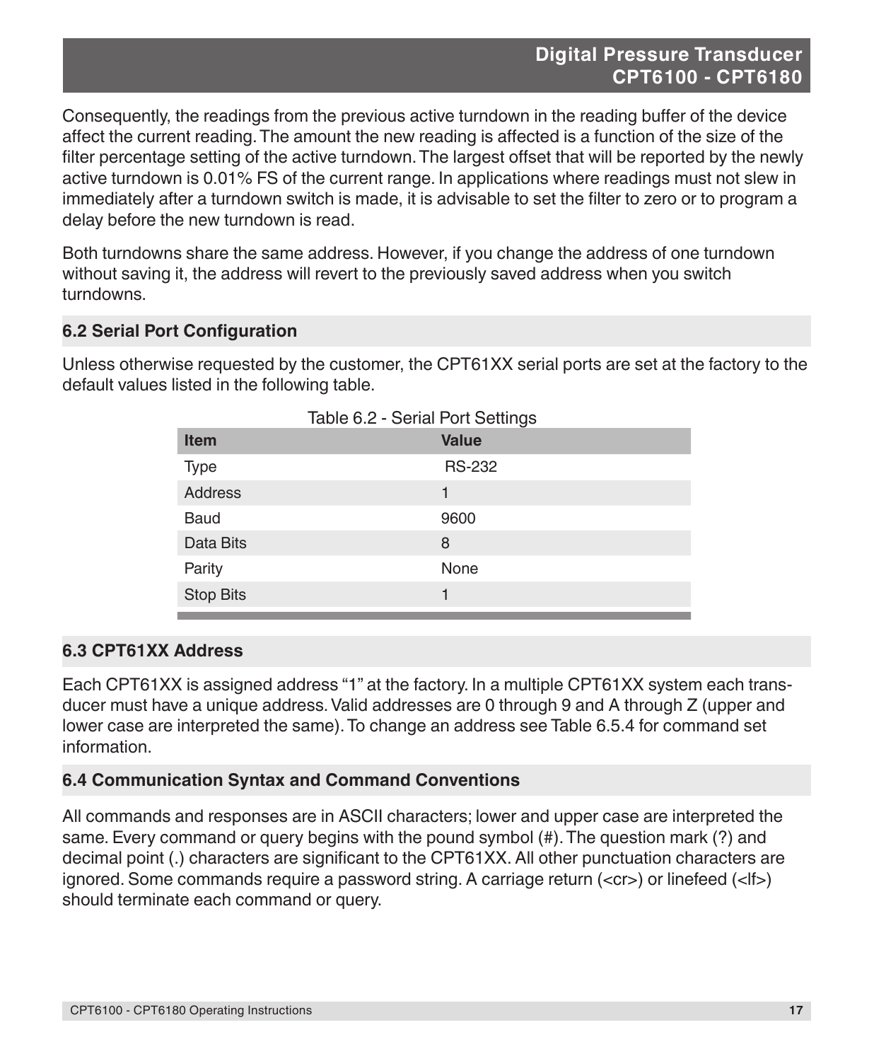Consequently, the readings from the previous active turndown in the reading buffer of the device affect the current reading. The amount the new reading is affected is a function of the size of the filter percentage setting of the active turndown. The largest offset that will be reported by the newly active turndown is 0.01% FS of the current range. In applications where readings must not slew in immediately after a turndown switch is made, it is advisable to set the filter to zero or to program a delay before the new turndown is read.

Both turndowns share the same address. However, if you change the address of one turndown without saving it, the address will revert to the previously saved address when you switch turndowns.

### 6.2 Serial Port Configuration

Unless otherwise requested by the customer, the CPT61XX serial ports are set at the factory to the default values listed in the following table.

Table 6.2 - Serial Port Settings

| Item | Value |
|---|---|
| Type | RS-232 |
| Address | 1 |
| Baud | 9600 |
| Data Bits | 8 |
| Parity | None |
| Stop Bits | 1 |

### 6.3 CPT61XX Address

Each CPT61XX is assigned address "1" at the factory. In a multiple CPT61XX system each transducer must have a unique address. Valid addresses are 0 through 9 and A through Z (upper and lower case are interpreted the same). To change an address see Table 6.5.4 for command set information.

### 6.4 Communication Syntax and Command Conventions

All commands and responses are in ASCII characters; lower and upper case are interpreted the same. Every command or query begins with the pound symbol (#). The question mark (?) and decimal point (.) characters are significant to the CPT61XX. All other punctuation characters are ignored. Some commands require a password string. A carriage return (<cr>) or linefeed (<lf>) should terminate each command or query.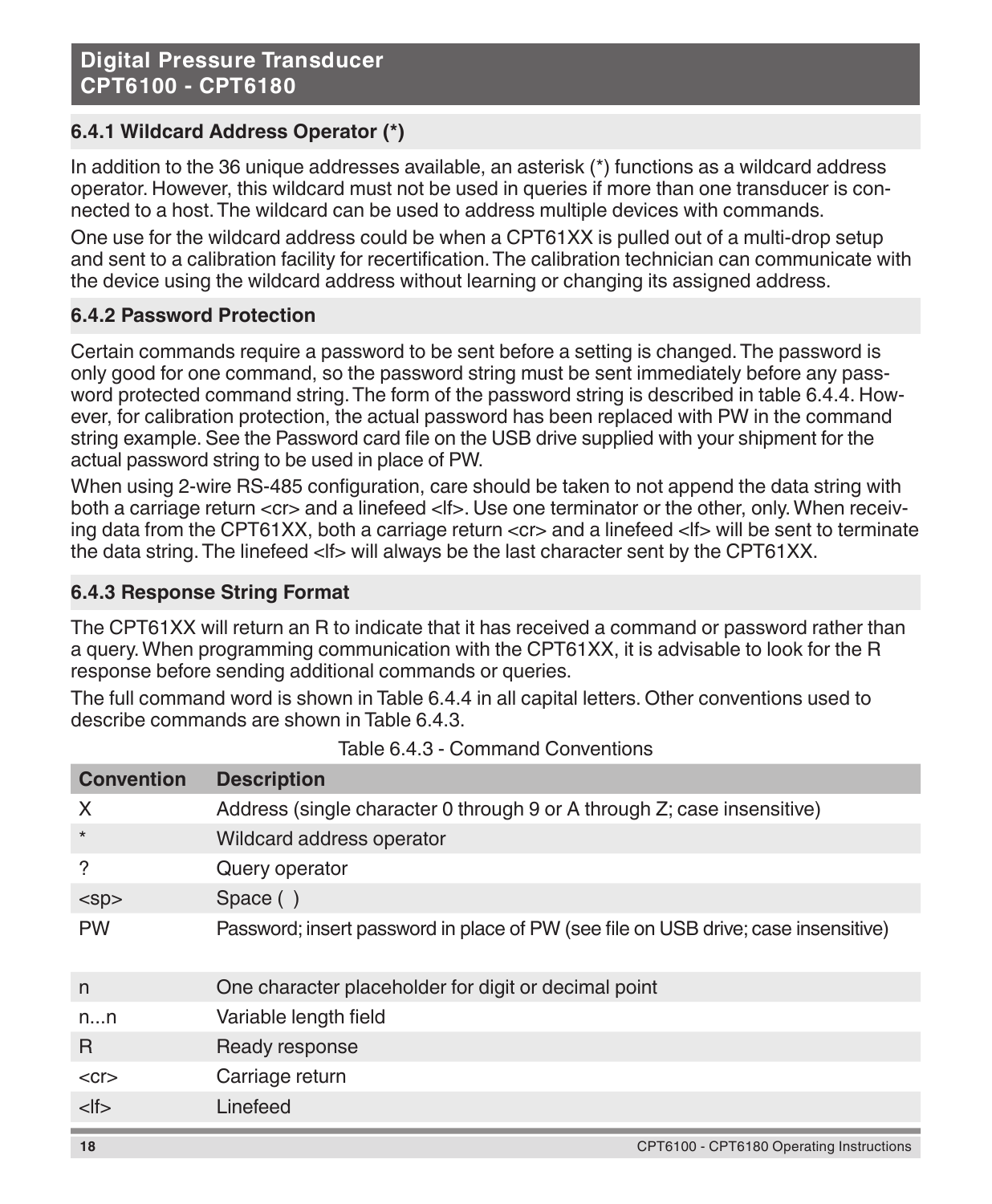### 6.4.1 Wildcard Address Operator (*)

In addition to the 36 unique addresses available, an asterisk (*) functions as a wildcard address operator. However, this wildcard must not be used in queries if more than one transducer is connected to a host. The wildcard can be used to address multiple devices with commands.

One use for the wildcard address could be when a CPT61XX is pulled out of a multi-drop setup and sent to a calibration facility for recertification. The calibration technician can communicate with the device using the wildcard address without learning or changing its assigned address.

### 6.4.2 Password Protection

Certain commands require a password to be sent before a setting is changed. The password is only good for one command, so the password string must be sent immediately before any password protected command string. The form of the password string is described in table 6.4.4. However, for calibration protection, the actual password has been replaced with PW in the command string example. See the Password card file on the USB drive supplied with your shipment for the actual password string to be used in place of PW.

When using 2-wire RS-485 configuration, care should be taken to not append the data string with both a carriage return <cr> and a linefeed <lf>. Use one terminator or the other, only. When receiving data from the CPT61XX, both a carriage return <cr> and a linefeed <lf> will be sent to terminate the data string. The linefeed <lf> will always be the last character sent by the CPT61XX.

### 6.4.3 Response String Format

The CPT61XX will return an R to indicate that it has received a command or password rather than a query. When programming communication with the CPT61XX, it is advisable to look for the R response before sending additional commands or queries.

The full command word is shown in Table 6.4.4 in all capital letters. Other conventions used to describe commands are shown in Table 6.4.3.

Table 6.4.3 - Command Conventions

| Convention | Description |
|---|---|
| X | Address (single character 0 through 9 or A through Z; case insensitive) |
| * | Wildcard address operator |
| ? | Query operator |
| <sp> | Space ( ) |
| PW | Password; insert password in place of PW (see file on USB drive; case insensitive) |
| n | One character placeholder for digit or decimal point |
| n...n | Variable length field |
| R | Ready response |
| <cr> | Carriage return |
| <lf> | Linefeed |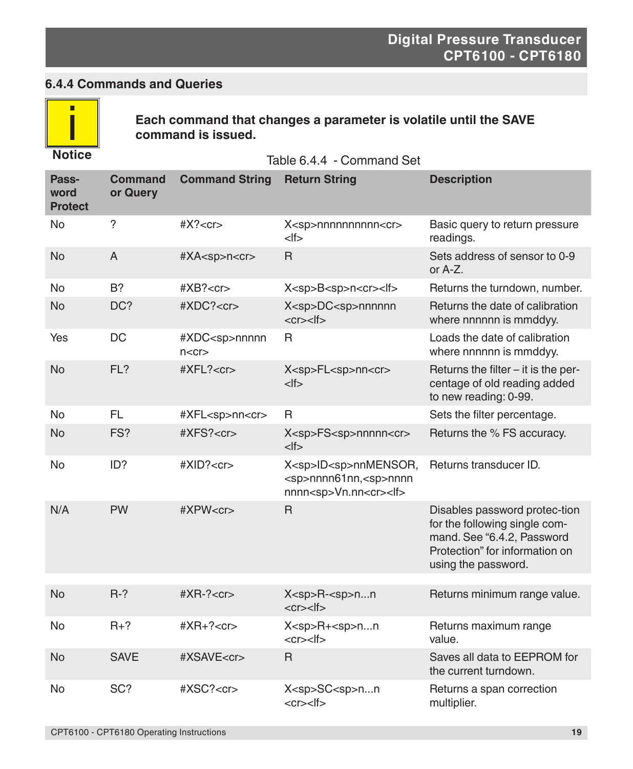## 6.4.4 Commands and Queries

**Notice**

**Each command that changes a parameter is volatile until the SAVE command is issued.**

Table 6.4.4 - Command Set

| Password Protect | Command or Query | Command String | Return String | Description |
|---|---|---|---|---|
| No | ? | #X?<cr> | X<sp>nnnnnnnnn<cr><lf> | Basic query to return pressure readings. |
| No | A | #XA<sp>n<cr> | R | Sets address of sensor to 0-9 or A-Z. |
| No | B? | #XB?<cr> | X<sp>B<sp>n<cr><lf> | Returns the turndown, number. |
| No | DC? | #XDC?<cr> | X<sp>DC<sp>nnnnnn<cr><lf> | Returns the date of calibration where nnnnnn is mmddyy. |
| Yes | DC | #XDC<sp>nnnnnn<cr> | R | Loads the date of calibration where nnnnnn is mmddyy. |
| No | FL? | #XFL?<cr> | X<sp>FL<sp>nn<cr><lf> | Returns the filter – it is the percentage of old reading added to new reading: 0-99. |
| No | FL | #XFL<sp>nn<cr> | R | Sets the filter percentage. |
| No | FS? | #XFS?<cr> | X<sp>FS<sp>nnnnn<cr><lf> | Returns the % FS accuracy. |
| No | ID? | #XID?<cr> | X<sp>ID<sp>nnMENSOR,<sp>nnnn61nn,<sp>nnnnnnnn<sp>Vn.nn<cr><lf> | Returns transducer ID. |
| N/A | PW | #XPW<cr> | R | Disables password protec-tion for the following single command. See "6.4.2, Password Protection" for information on using the password. |
| No | R-? | #XR-?<cr> | X<sp>R-<sp>n...n<cr><lf> | Returns minimum range value. |
| No | R+? | #XR+?<cr> | X<sp>R+<sp>n...n<cr><lf> | Returns maximum range value. |
| No | SAVE | #XSAVE<cr> | R | Saves all data to EEPROM for the current turndown. |
| No | SC? | #XSC?<cr> | X<sp>SC<sp>n...n<cr><lf> | Returns a span correction multiplier. |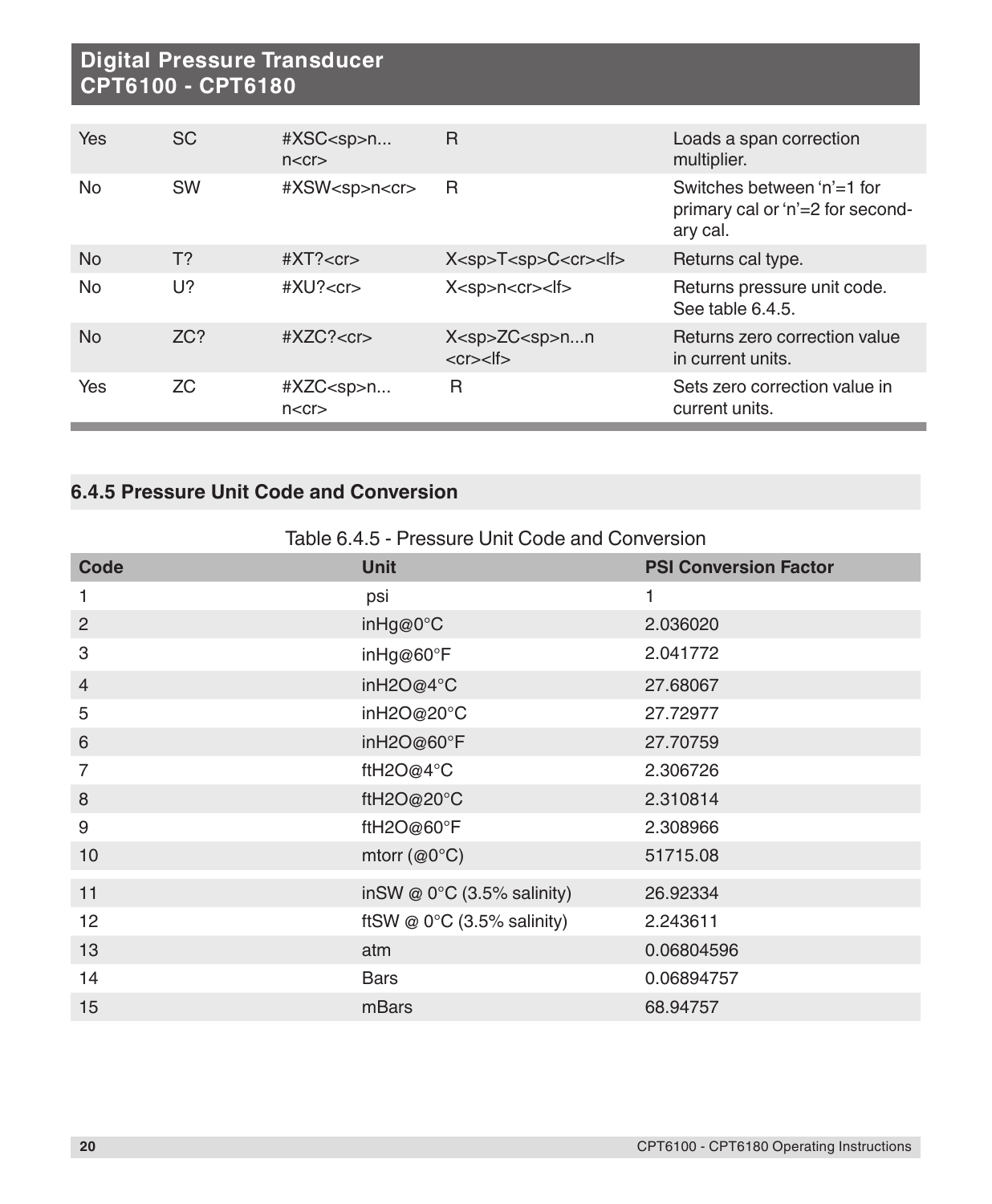| Yes | SC | #XSC<sp>n...n<cr> | R | Loads a span correction multiplier. |
|---|---|---|---|---|
| No | SW | #XSW<sp>n<cr> | R | Switches between 'n'=1 for primary cal or 'n'=2 for secondary cal. |
| No | T? | #XT?<cr> | X<sp>T<sp>C<cr><lf> | Returns cal type. |
| No | U? | #XU?<cr> | X<sp>n<cr><lf> | Returns pressure unit code. See table 6.4.5. |
| No | ZC? | #XZC?<cr> | X<sp>ZC<sp>n...n<cr><lf> | Returns zero correction value in current units. |
| Yes | ZC | #XZC<sp>n...n<cr> | R | Sets zero correction value in current units. |

### 6.4.5 Pressure Unit Code and Conversion

Table 6.4.5 - Pressure Unit Code and Conversion

| Code | Unit | PSI Conversion Factor |
|---|---|---|
| 1 | psi | 1 |
| 2 | inHg@0°C | 2.036020 |
| 3 | inHg@60°F | 2.041772 |
| 4 | inH2O@4°C | 27.68067 |
| 5 | inH2O@20°C | 27.72977 |
| 6 | inH2O@60°F | 27.70759 |
| 7 | ftH2O@4°C | 2.306726 |
| 8 | ftH2O@20°C | 2.310814 |
| 9 | ftH2O@60°F | 2.308966 |
| 10 | mtorr (@0°C) | 51715.08 |
| 11 | inSW @ 0°C (3.5% salinity) | 26.92334 |
| 12 | ftSW @ 0°C (3.5% salinity) | 2.243611 |
| 13 | atm | 0.06804596 |
| 14 | Bars | 0.06894757 |
| 15 | mBars | 68.94757 |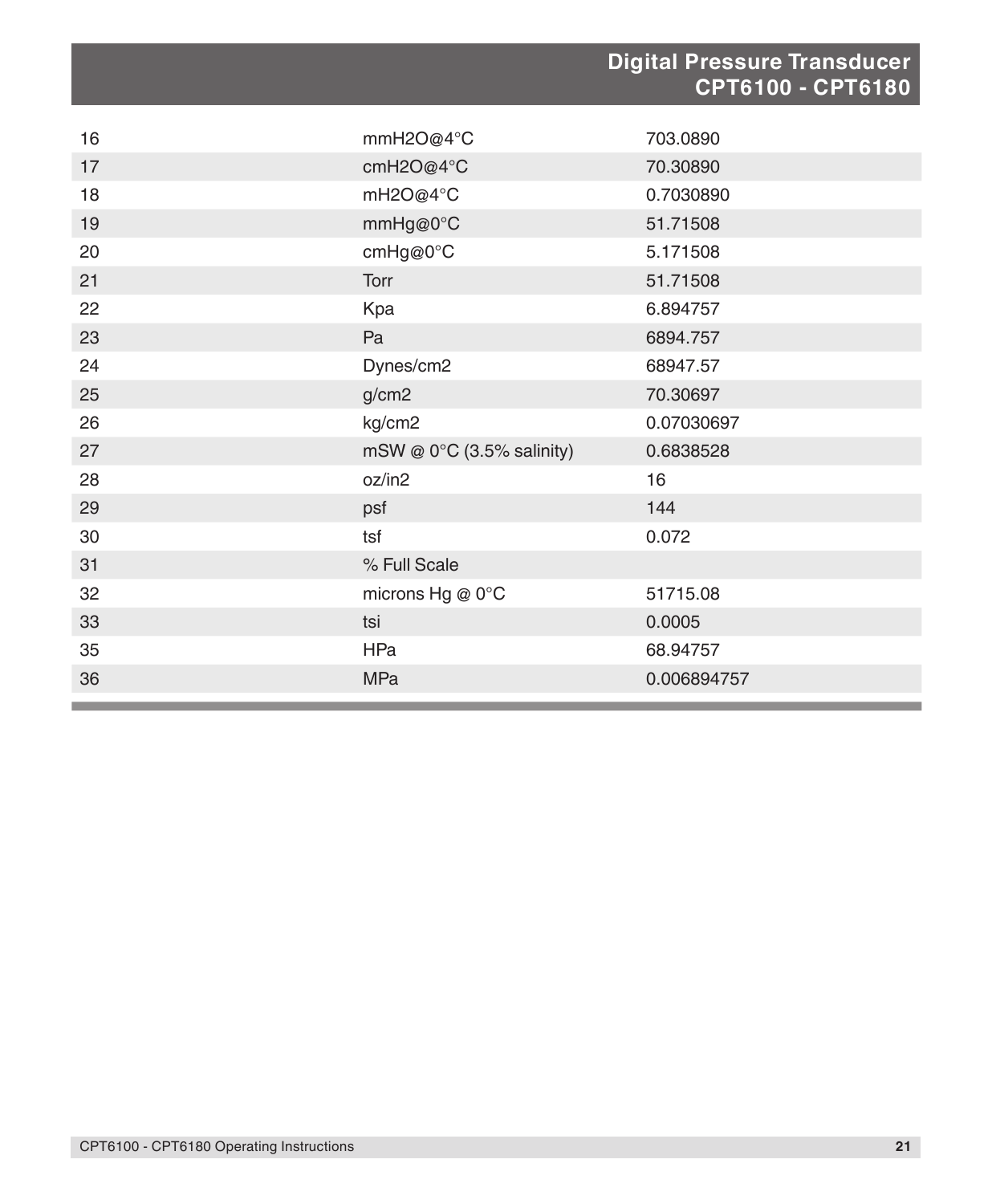| | | |
|---|---|---|
| 16 | mmH2O@4°C | 703.0890 |
| 17 | cmH2O@4°C | 70.30890 |
| 18 | mH2O@4°C | 0.7030890 |
| 19 | mmHg@0°C | 51.71508 |
| 20 | cmHg@0°C | 5.171508 |
| 21 | Torr | 51.71508 |
| 22 | Kpa | 6.894757 |
| 23 | Pa | 6894.757 |
| 24 | Dynes/cm2 | 68947.57 |
| 25 | g/cm2 | 70.30697 |
| 26 | kg/cm2 | 0.07030697 |
| 27 | mSW @ 0°C (3.5% salinity) | 0.6838528 |
| 28 | oz/in2 | 16 |
| 29 | psf | 144 |
| 30 | tsf | 0.072 |
| 31 | % Full Scale | |
| 32 | microns Hg @ 0°C | 51715.08 |
| 33 | tsi | 0.0005 |
| 35 | HPa | 68.94757 |
| 36 | MPa | 0.006894757 |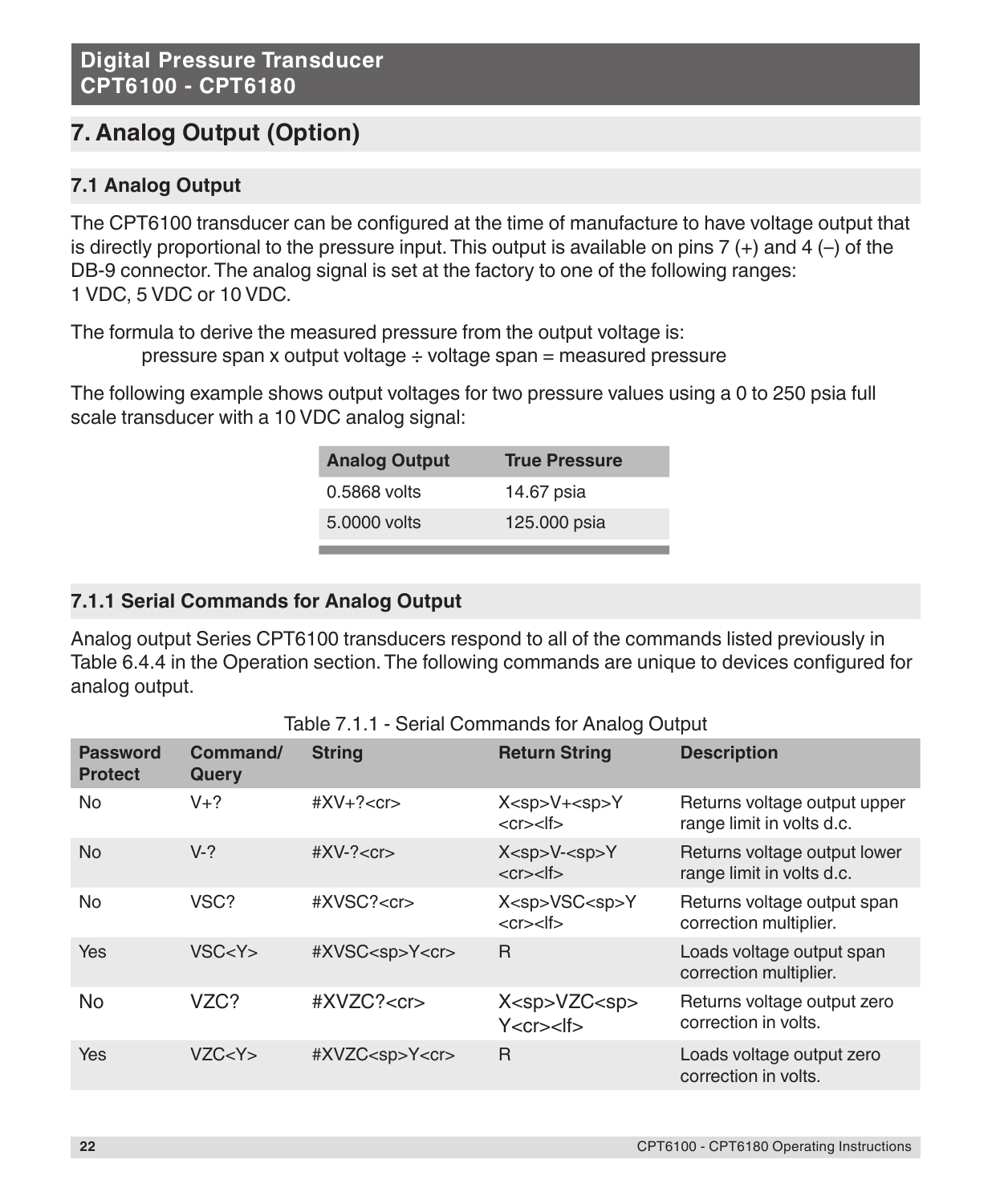## 7. Analog Output (Option)

### 7.1 Analog Output

The CPT6100 transducer can be configured at the time of manufacture to have voltage output that is directly proportional to the pressure input. This output is available on pins 7 (+) and 4 (–) of the DB-9 connector. The analog signal is set at the factory to one of the following ranges: 1 VDC, 5 VDC or 10 VDC.

The formula to derive the measured pressure from the output voltage is:

pressure span x output voltage ÷ voltage span = measured pressure

The following example shows output voltages for two pressure values using a 0 to 250 psia full scale transducer with a 10 VDC analog signal:

| Analog Output | True Pressure |
|---|---|
| 0.5868 volts | 14.67 psia |
| 5.0000 volts | 125.000 psia |

#### 7.1.1 Serial Commands for Analog Output

Analog output Series CPT6100 transducers respond to all of the commands listed previously in Table 6.4.4 in the Operation section. The following commands are unique to devices configured for analog output.

Table 7.1.1 - Serial Commands for Analog Output

| Password Protect | Command/ Query | String | Return String | Description |
|---|---|---|---|---|
| No | V+? | #XV+?<cr> | X<sp>V+<sp>Y <cr><lf> | Returns voltage output upper range limit in volts d.c. |
| No | V-? | #XV-?<cr> | X<sp>V-<sp>Y <cr><lf> | Returns voltage output lower range limit in volts d.c. |
| No | VSC? | #XVSC?<cr> | X<sp>VSC<sp>Y <cr><lf> | Returns voltage output span correction multiplier. |
| Yes | VSC<Y> | #XVSC<sp>Y<cr> | R | Loads voltage output span correction multiplier. |
| No | VZC? | #XVZC?<cr> | X<sp>VZC<sp> Y<cr><lf> | Returns voltage output zero correction in volts. |
| Yes | VZC<Y> | #XVZC<sp>Y<cr> | R | Loads voltage output zero correction in volts. |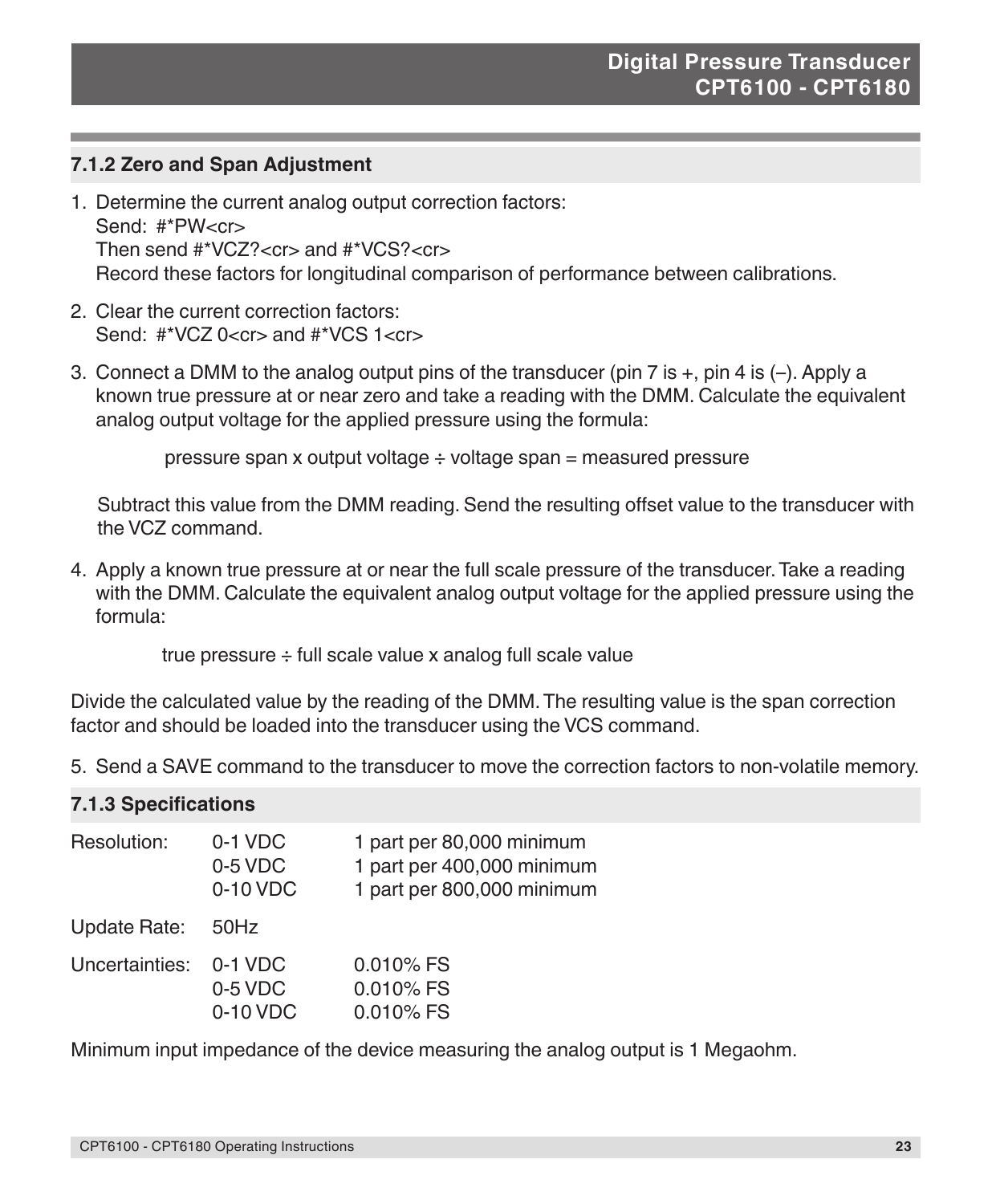### 7.1.2 Zero and Span Adjustment

1. Determine the current analog output correction factors:
   Send: #*PW<cr>
   Then send #*VCZ?<cr> and #*VCS?<cr>
   Record these factors for longitudinal comparison of performance between calibrations.

2. Clear the current correction factors:
   Send: #*VCZ 0<cr> and #*VCS 1<cr>

3. Connect a DMM to the analog output pins of the transducer (pin 7 is +, pin 4 is (–). Apply a known true pressure at or near zero and take a reading with the DMM. Calculate the equivalent analog output voltage for the applied pressure using the formula:

   pressure span x output voltage ÷ voltage span = measured pressure

   Subtract this value from the DMM reading. Send the resulting offset value to the transducer with the VCZ command.

4. Apply a known true pressure at or near the full scale pressure of the transducer. Take a reading with the DMM. Calculate the equivalent analog output voltage for the applied pressure using the formula:

   true pressure ÷ full scale value x analog full scale value

Divide the calculated value by the reading of the DMM. The resulting value is the span correction factor and should be loaded into the transducer using the VCS command.

5. Send a SAVE command to the transducer to move the correction factors to non-volatile memory.

### 7.1.3 Specifications

| | | |
|---|---|---|
| Resolution: | 0-1 VDC | 1 part per 80,000 minimum |
| | 0-5 VDC | 1 part per 400,000 minimum |
| | 0-10 VDC | 1 part per 800,000 minimum |
| Update Rate: | 50Hz | |
| Uncertainties: | 0-1 VDC | 0.010% FS |
| | 0-5 VDC | 0.010% FS |
| | 0-10 VDC | 0.010% FS |

Minimum input impedance of the device measuring the analog output is 1 Megaohm.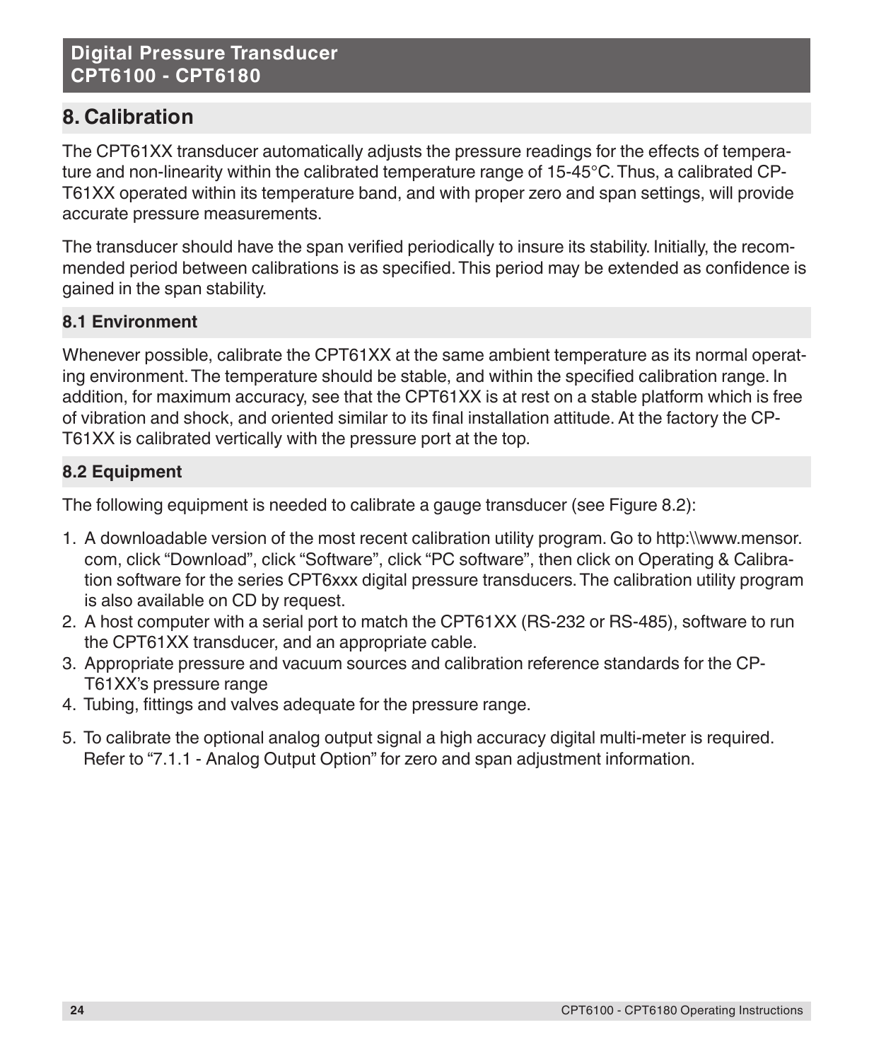## 8. Calibration

The CPT61XX transducer automatically adjusts the pressure readings for the effects of temperature and non-linearity within the calibrated temperature range of 15-45°C. Thus, a calibrated CPT61XX operated within its temperature band, and with proper zero and span settings, will provide accurate pressure measurements.

The transducer should have the span verified periodically to insure its stability. Initially, the recommended period between calibrations is as specified. This period may be extended as confidence is gained in the span stability.

### 8.1 Environment

Whenever possible, calibrate the CPT61XX at the same ambient temperature as its normal operating environment. The temperature should be stable, and within the specified calibration range. In addition, for maximum accuracy, see that the CPT61XX is at rest on a stable platform which is free of vibration and shock, and oriented similar to its final installation attitude. At the factory the CPT61XX is calibrated vertically with the pressure port at the top.

### 8.2 Equipment

The following equipment is needed to calibrate a gauge transducer (see Figure 8.2):

1. A downloadable version of the most recent calibration utility program. Go to http:\\www.mensor.com, click "Download", click "Software", click "PC software", then click on Operating & Calibration software for the series CPT6xxx digital pressure transducers. The calibration utility program is also available on CD by request.
2. A host computer with a serial port to match the CPT61XX (RS-232 or RS-485), software to run the CPT61XX transducer, and an appropriate cable.
3. Appropriate pressure and vacuum sources and calibration reference standards for the CPT61XX's pressure range
4. Tubing, fittings and valves adequate for the pressure range.
5. To calibrate the optional analog output signal a high accuracy digital multi-meter is required. Refer to "7.1.1 - Analog Output Option" for zero and span adjustment information.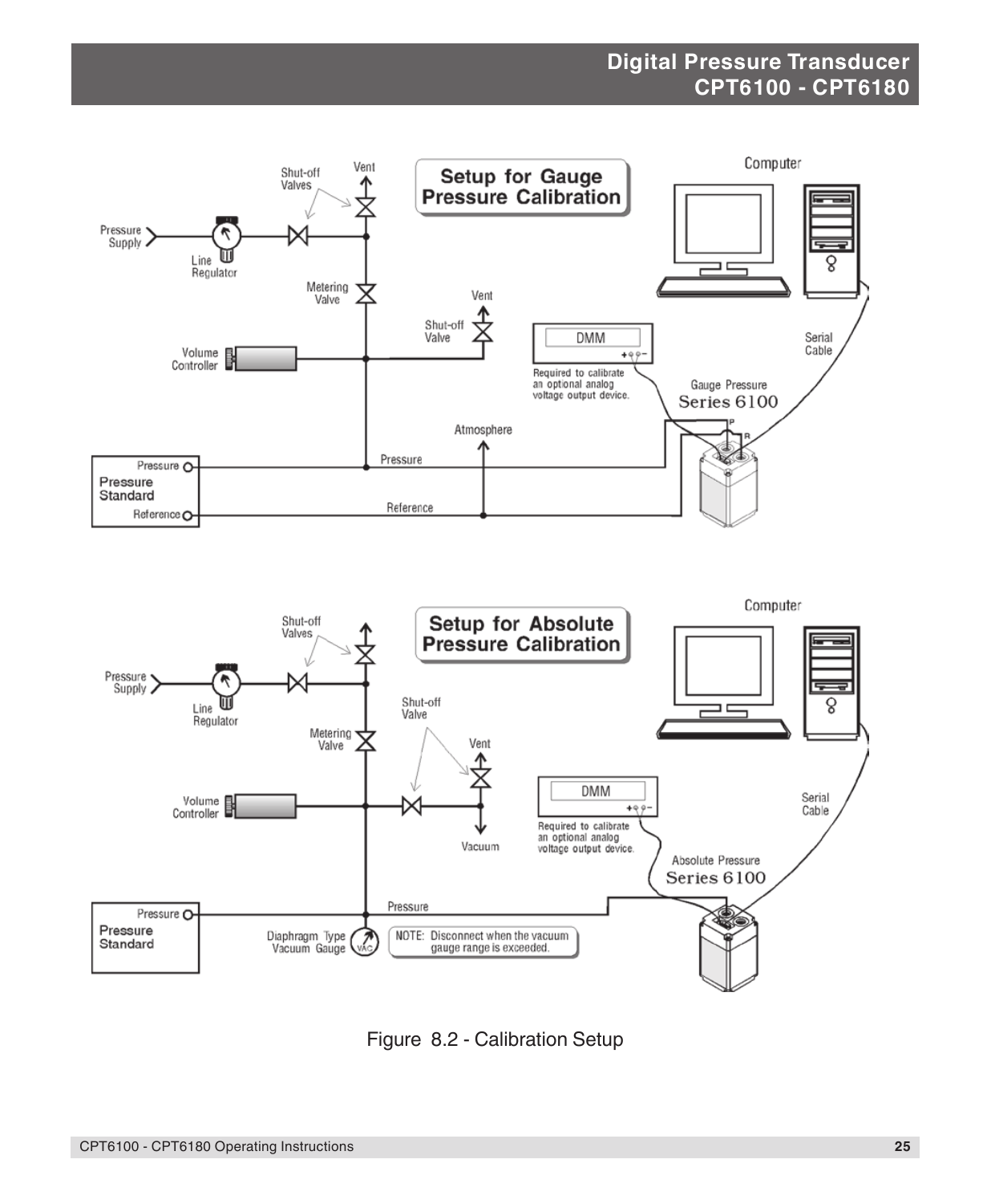Figure 8.2 - Calibration Setup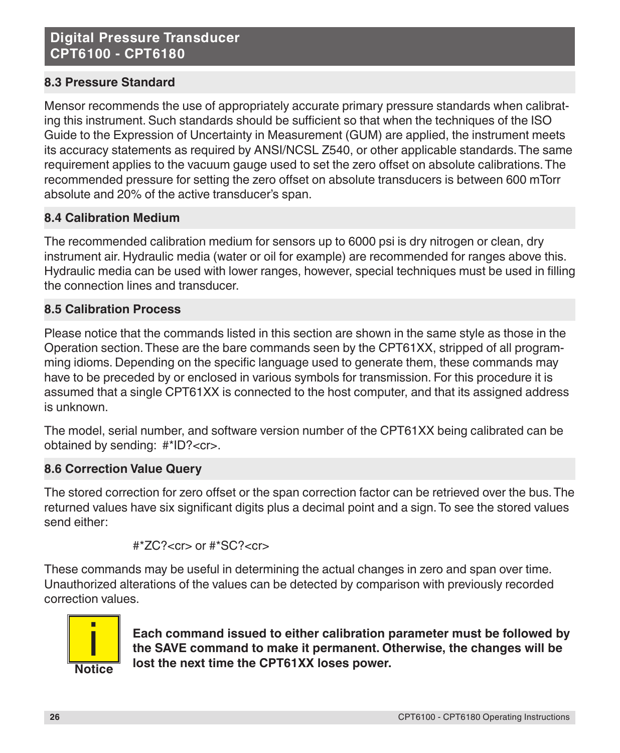## 8.3 Pressure Standard

Mensor recommends the use of appropriately accurate primary pressure standards when calibrating this instrument. Such standards should be sufficient so that when the techniques of the ISO Guide to the Expression of Uncertainty in Measurement (GUM) are applied, the instrument meets its accuracy statements as required by ANSI/NCSL Z540, or other applicable standards. The same requirement applies to the vacuum gauge used to set the zero offset on absolute calibrations. The recommended pressure for setting the zero offset on absolute transducers is between 600 mTorr absolute and 20% of the active transducer's span.

## 8.4 Calibration Medium

The recommended calibration medium for sensors up to 6000 psi is dry nitrogen or clean, dry instrument air. Hydraulic media (water or oil for example) are recommended for ranges above this. Hydraulic media can be used with lower ranges, however, special techniques must be used in filling the connection lines and transducer.

## 8.5 Calibration Process

Please notice that the commands listed in this section are shown in the same style as those in the Operation section. These are the bare commands seen by the CPT61XX, stripped of all programming idioms. Depending on the specific language used to generate them, these commands may have to be preceded by or enclosed in various symbols for transmission. For this procedure it is assumed that a single CPT61XX is connected to the host computer, and that its assigned address is unknown.

The model, serial number, and software version number of the CPT61XX being calibrated can be obtained by sending: #*ID?<cr>.

## 8.6 Correction Value Query

The stored correction for zero offset or the span correction factor can be retrieved over the bus. The returned values have six significant digits plus a decimal point and a sign. To see the stored values send either:

#*ZC?<cr> or #*SC?<cr>

These commands may be useful in determining the actual changes in zero and span over time. Unauthorized alterations of the values can be detected by comparison with previously recorded correction values.

**Notice**

**Each command issued to either calibration parameter must be followed by the SAVE command to make it permanent. Otherwise, the changes will be lost the next time the CPT61XX loses power.**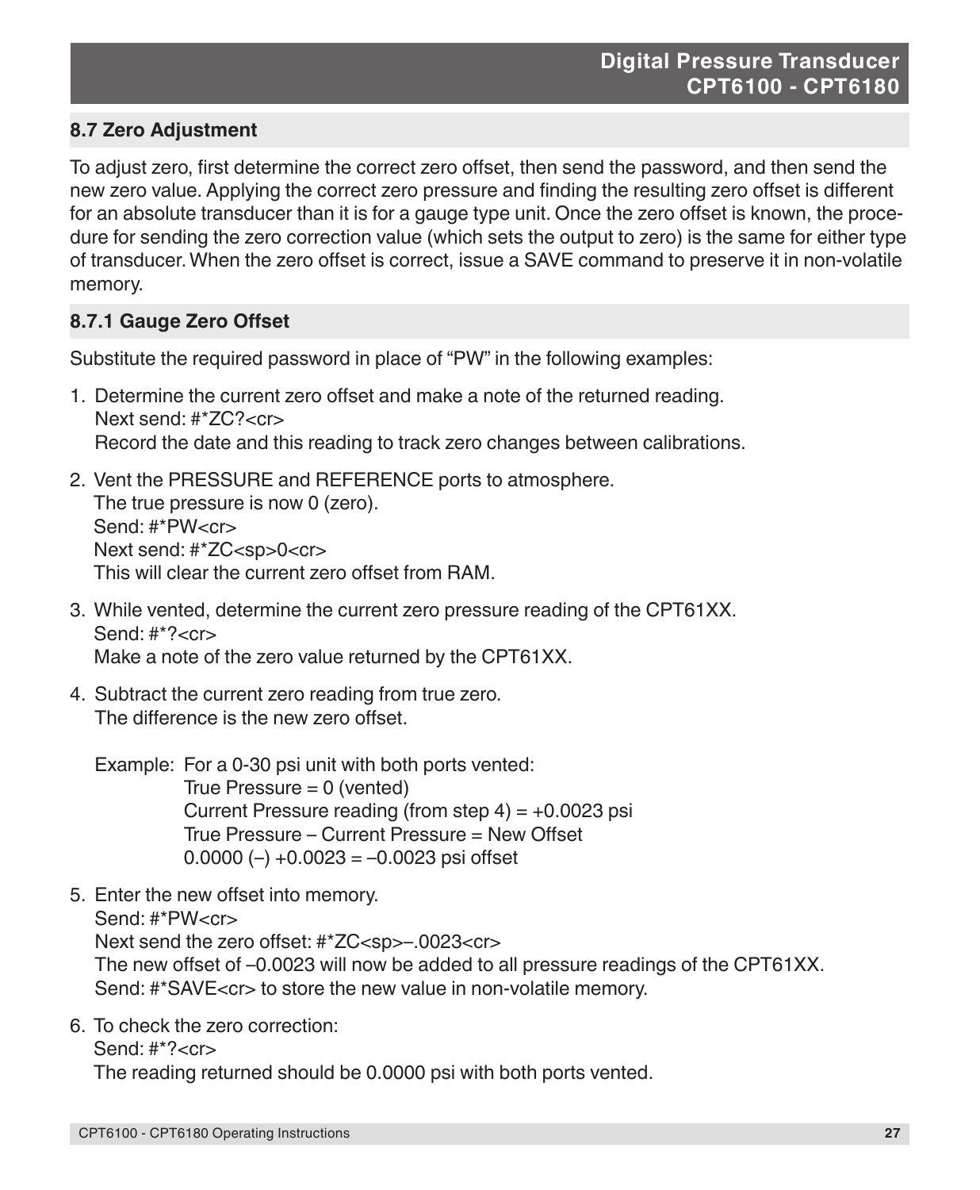## 8.7 Zero Adjustment

To adjust zero, first determine the correct zero offset, then send the password, and then send the new zero value. Applying the correct zero pressure and finding the resulting zero offset is different for an absolute transducer than it is for a gauge type unit. Once the zero offset is known, the procedure for sending the zero correction value (which sets the output to zero) is the same for either type of transducer. When the zero offset is correct, issue a SAVE command to preserve it in non-volatile memory.

### 8.7.1 Gauge Zero Offset

Substitute the required password in place of "PW" in the following examples:

1. Determine the current zero offset and make a note of the returned reading.
   Next send: #*ZC?<cr>
   Record the date and this reading to track zero changes between calibrations.

2. Vent the PRESSURE and REFERENCE ports to atmosphere.
   The true pressure is now 0 (zero).
   Send: #*PW<cr>
   Next send: #*ZC<sp>0<cr>
   This will clear the current zero offset from RAM.

3. While vented, determine the current zero pressure reading of the CPT61XX.
   Send: #*?<cr>
   Make a note of the zero value returned by the CPT61XX.

4. Subtract the current zero reading from true zero.
   The difference is the new zero offset.

   Example: For a 0-30 psi unit with both ports vented:
   True Pressure = 0 (vented)
   Current Pressure reading (from step 4) = +0.0023 psi
   True Pressure – Current Pressure = New Offset
   0.0000 (–) +0.0023 = –0.0023 psi offset

5. Enter the new offset into memory.
   Send: #*PW<cr>
   Next send the zero offset: #*ZC<sp>–.0023<cr>
   The new offset of –0.0023 will now be added to all pressure readings of the CPT61XX.
   Send: #*SAVE<cr> to store the new value in non-volatile memory.

6. To check the zero correction:
   Send: #*?<cr>
   The reading returned should be 0.0000 psi with both ports vented.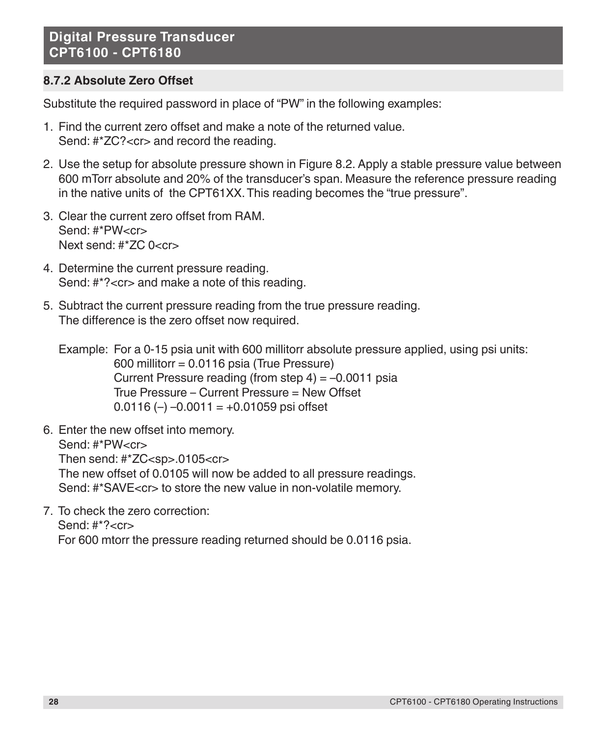### 8.7.2 Absolute Zero Offset

Substitute the required password in place of “PW” in the following examples:

1. Find the current zero offset and make a note of the returned value.
   Send: #*ZC?<cr> and record the reading.

2. Use the setup for absolute pressure shown in Figure 8.2. Apply a stable pressure value between 600 mTorr absolute and 20% of the transducer’s span. Measure the reference pressure reading in the native units of the CPT61XX. This reading becomes the “true pressure”.

3. Clear the current zero offset from RAM.
   Send: #*PW<cr>
   Next send: #*ZC 0<cr>

4. Determine the current pressure reading.
   Send: #*?<cr> and make a note of this reading.

5. Subtract the current pressure reading from the true pressure reading.
   The difference is the zero offset now required.

   Example: For a 0-15 psia unit with 600 millitorr absolute pressure applied, using psi units:
   600 millitorr = 0.0116 psia (True Pressure)
   Current Pressure reading (from step 4) = –0.0011 psia
   True Pressure – Current Pressure = New Offset
   0.0116 (–) –0.0011 = +0.01059 psi offset

6. Enter the new offset into memory.
   Send: #*PW<cr>
   Then send: #*ZC<sp>.0105<cr>
   The new offset of 0.0105 will now be added to all pressure readings.
   Send: #*SAVE<cr> to store the new value in non-volatile memory.

7. To check the zero correction:
   Send: #*?<cr>
   For 600 mtorr the pressure reading returned should be 0.0116 psia.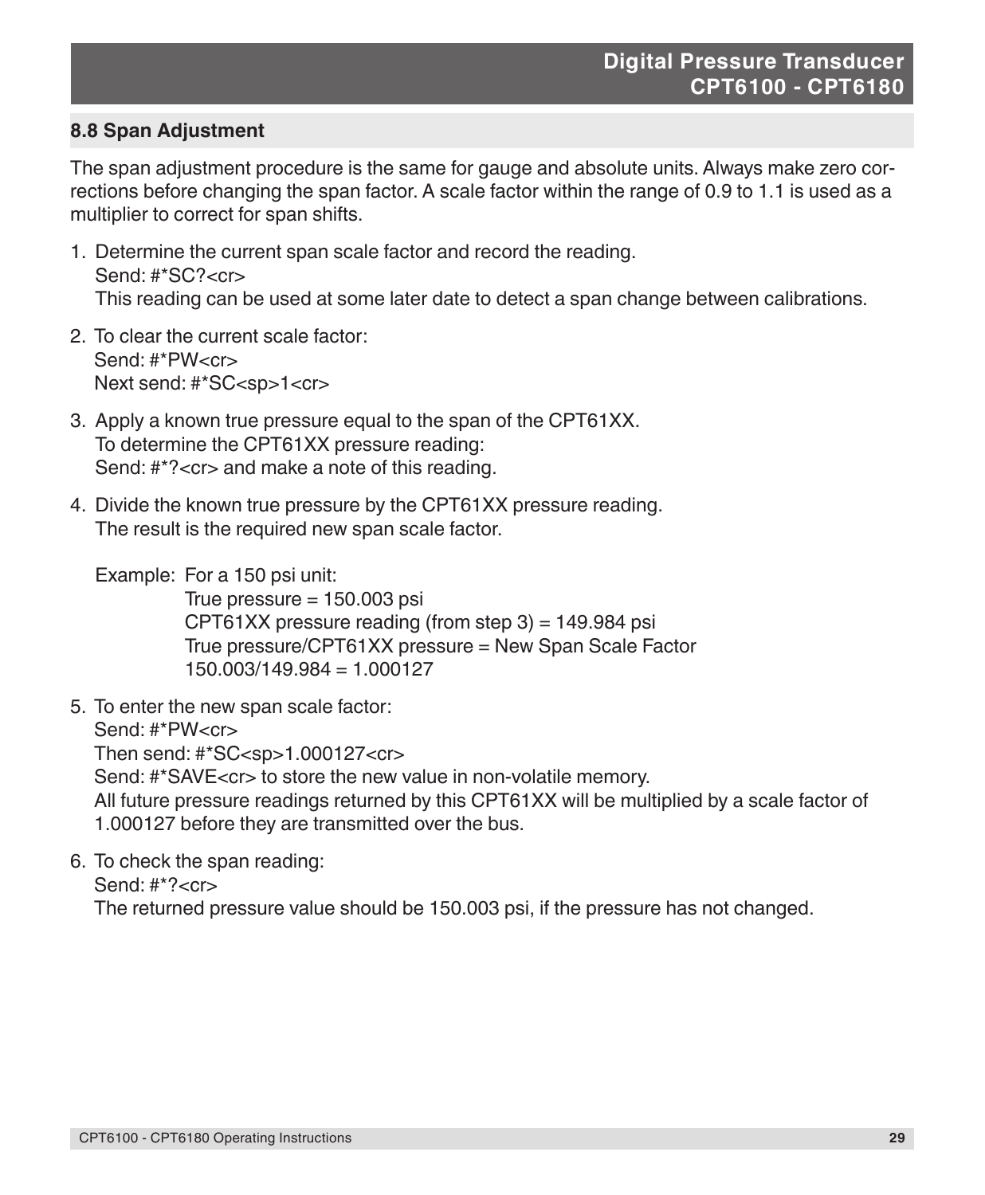## 8.8 Span Adjustment

The span adjustment procedure is the same for gauge and absolute units. Always make zero corrections before changing the span factor. A scale factor within the range of 0.9 to 1.1 is used as a multiplier to correct for span shifts.

1. Determine the current span scale factor and record the reading.
   Send: #*SC?<cr>
   This reading can be used at some later date to detect a span change between calibrations.

2. To clear the current scale factor:
   Send: #*PW<cr>
   Next send: #*SC<sp>1<cr>

3. Apply a known true pressure equal to the span of the CPT61XX.
   To determine the CPT61XX pressure reading:
   Send: #*?<cr> and make a note of this reading.

4. Divide the known true pressure by the CPT61XX pressure reading.
   The result is the required new span scale factor.

   Example: For a 150 psi unit:
   True pressure = 150.003 psi
   CPT61XX pressure reading (from step 3) = 149.984 psi
   True pressure/CPT61XX pressure = New Span Scale Factor
   150.003/149.984 = 1.000127

5. To enter the new span scale factor:
   Send: #*PW<cr>
   Then send: #*SC<sp>1.000127<cr>
   Send: #*SAVE<cr> to store the new value in non-volatile memory.
   All future pressure readings returned by this CPT61XX will be multiplied by a scale factor of 1.000127 before they are transmitted over the bus.

6. To check the span reading:
   Send: #*?<cr>
   The returned pressure value should be 150.003 psi, if the pressure has not changed.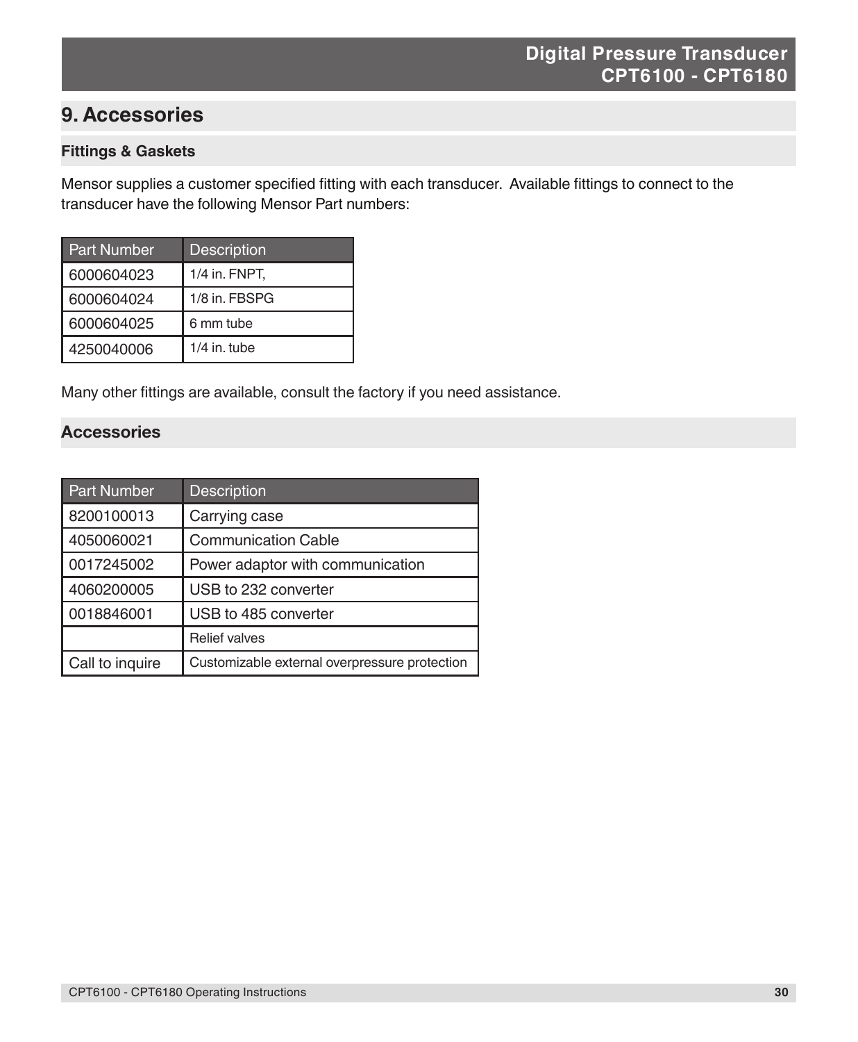# 9. Accessories

## Fittings & Gaskets

Mensor supplies a customer specified fitting with each transducer. Available fittings to connect to the transducer have the following Mensor Part numbers:

| Part Number | Description |
| --- | --- |
| 6000604023 | 1/4 in. FNPT, |
| 6000604024 | 1/8 in. FBSPG |
| 6000604025 | 6 mm tube |
| 4250040006 | 1/4 in. tube |

Many other fittings are available, consult the factory if you need assistance.

## Accessories

| Part Number | Description |
| --- | --- |
| 8200100013 | Carrying case |
| 4050060021 | Communication Cable |
| 0017245002 | Power adaptor with communication |
| 4060200005 | USB to 232 converter |
| 0018846001 | USB to 485 converter |
| | Relief valves |
| Call to inquire | Customizable external overpressure protection |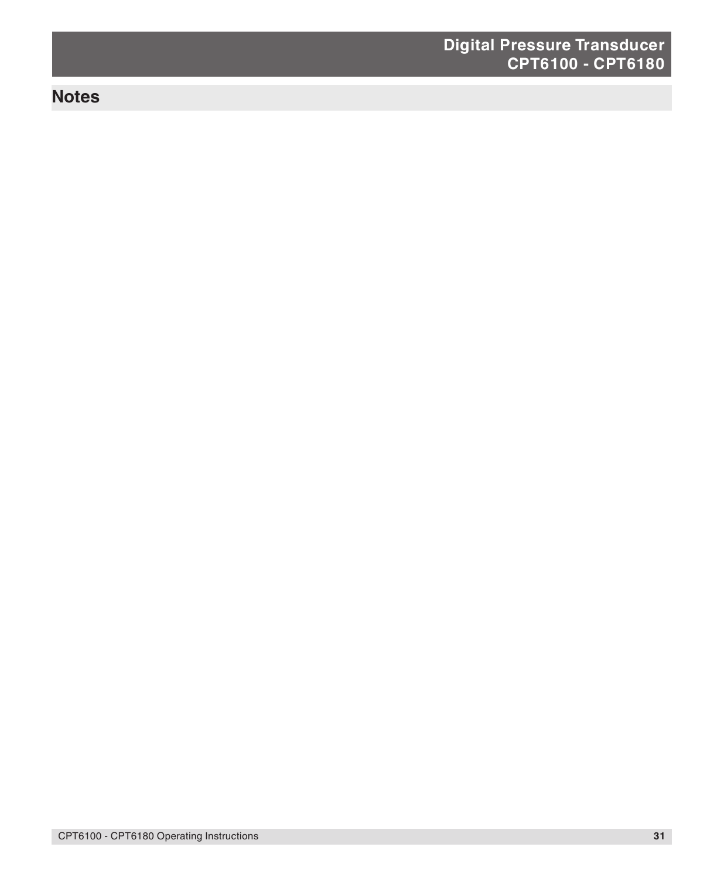## Notes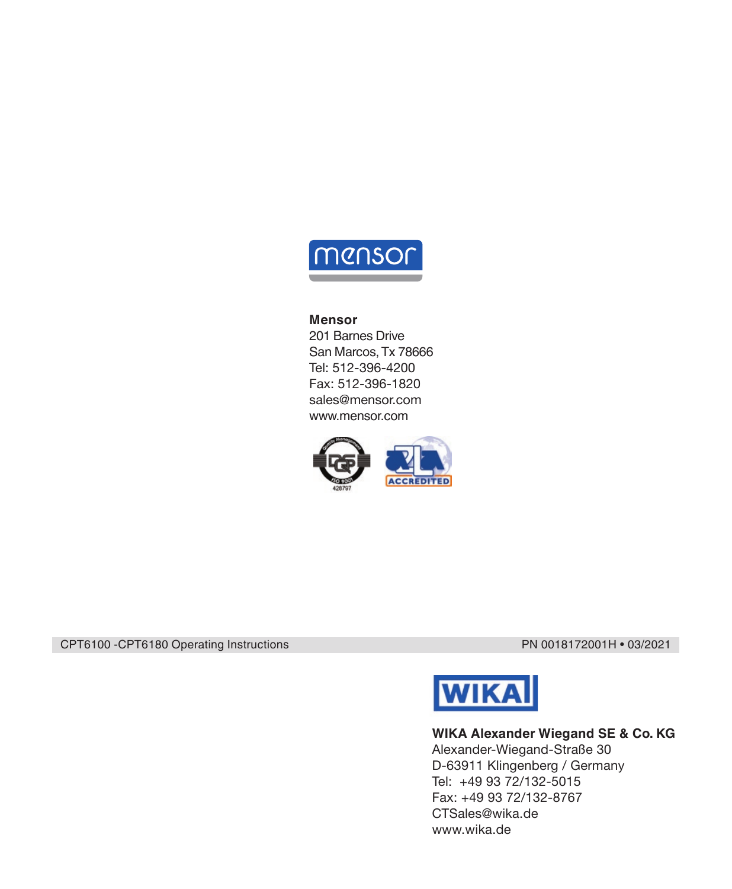**Mensor**
201 Barnes Drive
San Marcos, Tx 78666
Tel: 512-396-4200
Fax: 512-396-1820
sales@mensor.com
www.mensor.com

CPT6100 -CPT6180 Operating Instructions

PN 0018172001H • 03/2021

**WIKA Alexander Wiegand SE & Co. KG**
Alexander-Wiegand-Straße 30
D-63911 Klingenberg / Germany
Tel: +49 93 72/132-5015
Fax: +49 93 72/132-8767
CTSales@wika.de
www.wika.de